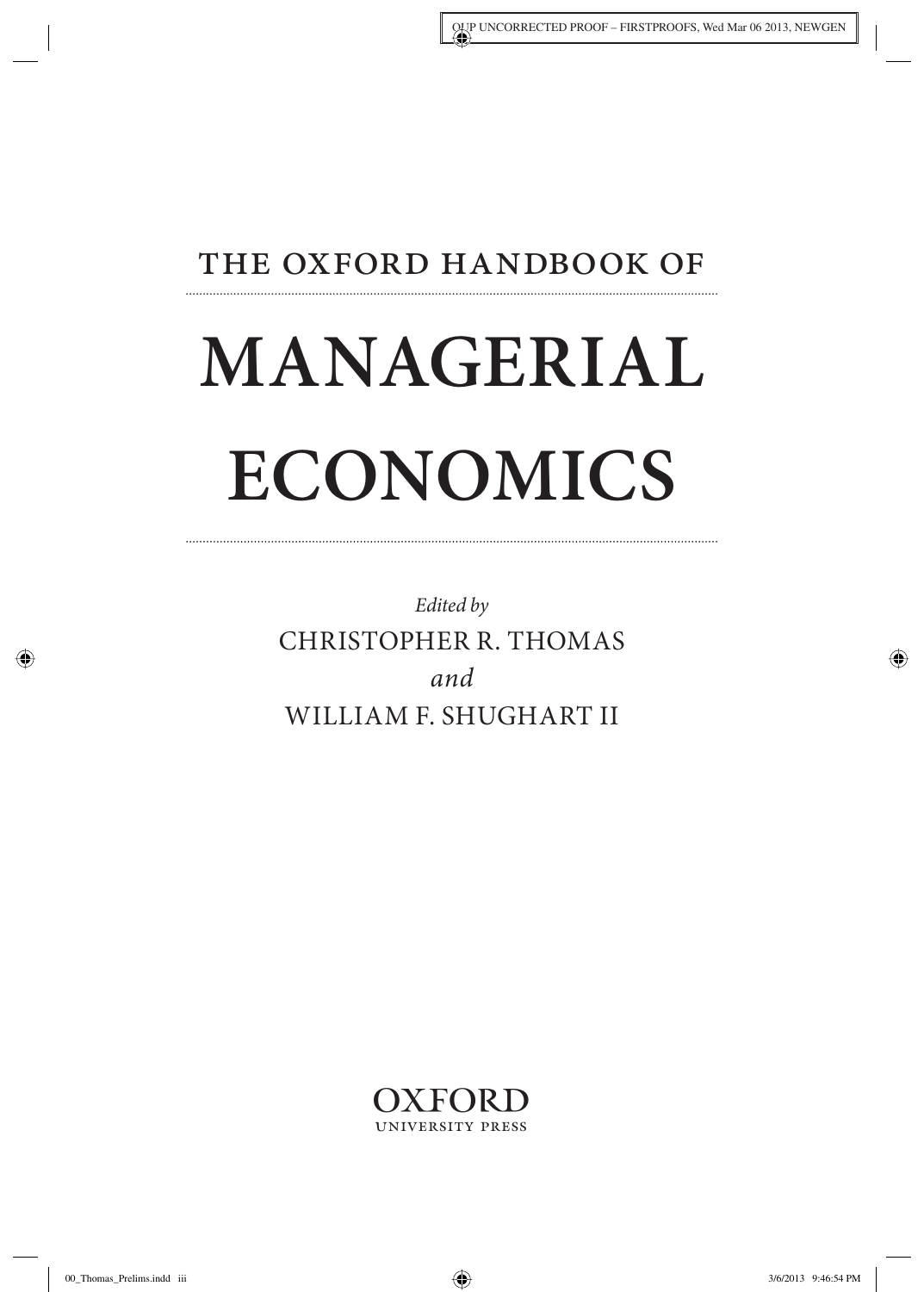# THE OXFORD HANDBOOK OF

# MANAGERIAL ECONOMICS

*Edited by*

CHRISTOPHER R. THOMAS

*and*

WILLIAM F. SHUGHART II

OXFORD
UNIVERSITY PRESS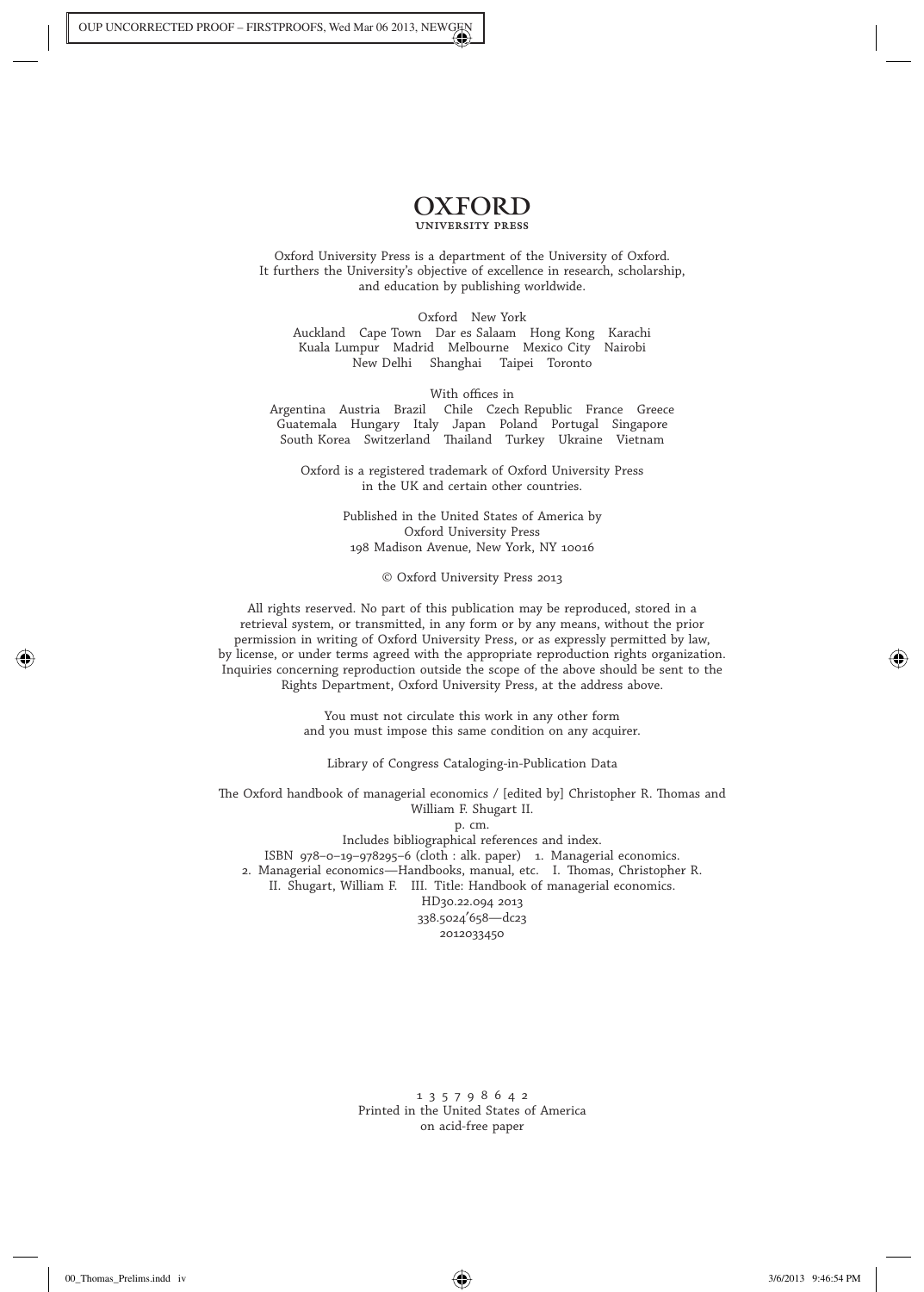**OXFORD**
UNIVERSITY PRESS

Oxford University Press is a department of the University of Oxford. It furthers the University's objective of excellence in research, scholarship, and education by publishing worldwide.

Oxford New York
Auckland Cape Town Dar es Salaam Hong Kong Karachi
Kuala Lumpur Madrid Melbourne Mexico City Nairobi
New Delhi Shanghai Taipei Toronto

With offices in
Argentina Austria Brazil Chile Czech Republic France Greece
Guatemala Hungary Italy Japan Poland Portugal Singapore
South Korea Switzerland Thailand Turkey Ukraine Vietnam

Oxford is a registered trademark of Oxford University Press in the UK and certain other countries.

Published in the United States of America by
Oxford University Press
198 Madison Avenue, New York, NY 10016

© Oxford University Press 2013

All rights reserved. No part of this publication may be reproduced, stored in a retrieval system, or transmitted, in any form or by any means, without the prior permission in writing of Oxford University Press, or as expressly permitted by law, by license, or under terms agreed with the appropriate reproduction rights organization. Inquiries concerning reproduction outside the scope of the above should be sent to the Rights Department, Oxford University Press, at the address above.

You must not circulate this work in any other form and you must impose this same condition on any acquirer.

Library of Congress Cataloging-in-Publication Data

The Oxford handbook of managerial economics / [edited by] Christopher R. Thomas and William F. Shugart II.
p. cm.
Includes bibliographical references and index.
ISBN 978–0–19–978295–6 (cloth : alk. paper) 1. Managerial economics.
2. Managerial economics—Handbooks, manual, etc. I. Thomas, Christopher R.
II. Shugart, William F. III. Title: Handbook of managerial economics.
HD30.22.094 2013
338.5024′658—dc23
2012033450

1 3 5 7 9 8 6 4 2
Printed in the United States of America
on acid-free paper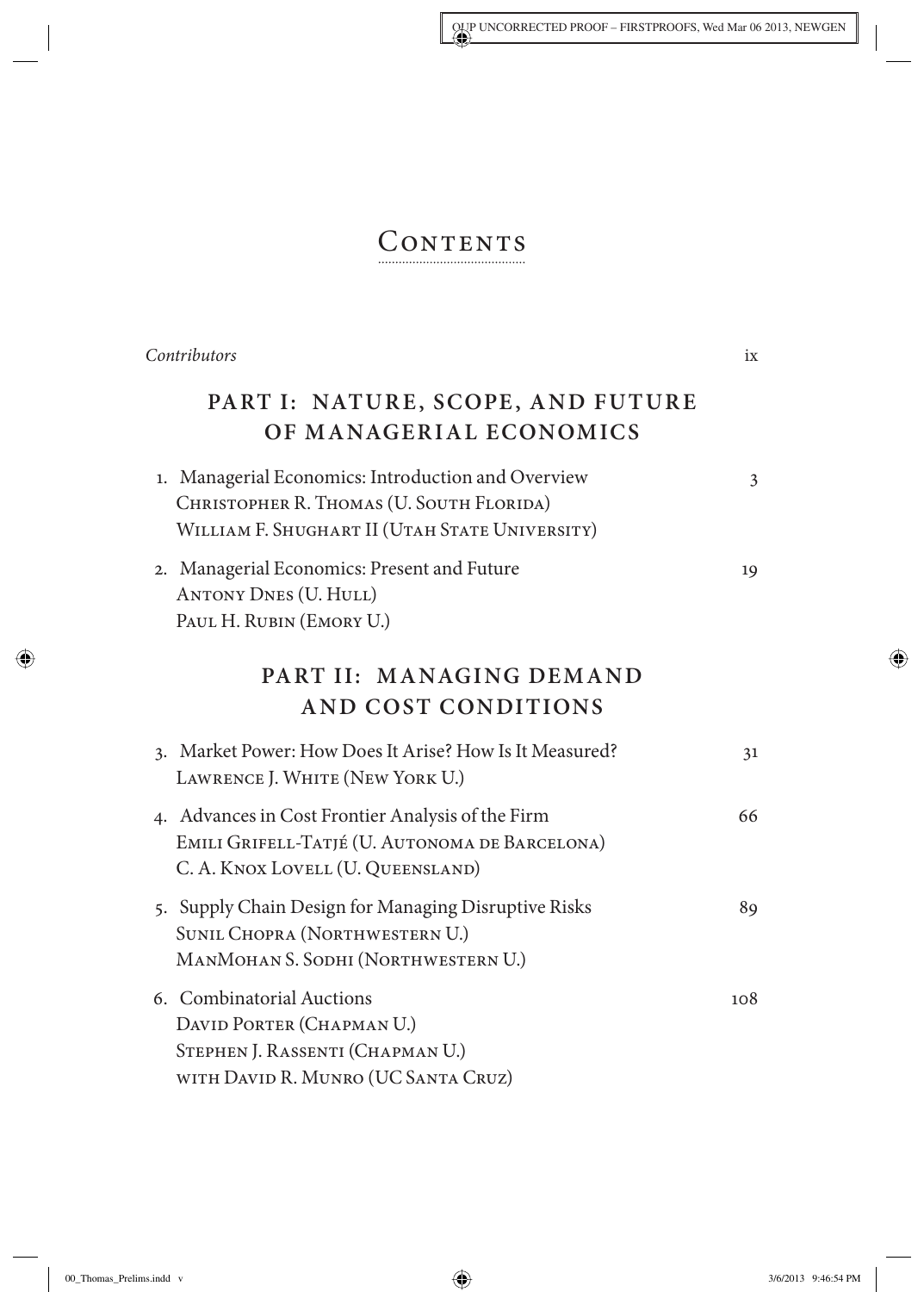# Contents

*Contributors* ix

## PART I: NATURE, SCOPE, AND FUTURE OF MANAGERIAL ECONOMICS

1. Managerial Economics: Introduction and Overview 3
   Christopher R. Thomas (U. South Florida)
   William F. Shughart II (Utah State University)

2. Managerial Economics: Present and Future 19
   Antony Dnes (U. Hull)
   Paul H. Rubin (Emory U.)

## PART II: MANAGING DEMAND AND COST CONDITIONS

3. Market Power: How Does It Arise? How Is It Measured? 31
   Lawrence J. White (New York U.)

4. Advances in Cost Frontier Analysis of the Firm 66
   Emili Grifell-Tatjé (U. Autonoma de Barcelona)
   C. A. Knox Lovell (U. Queensland)

5. Supply Chain Design for Managing Disruptive Risks 89
   Sunil Chopra (Northwestern U.)
   ManMohan S. Sodhi (Northwestern U.)

6. Combinatorial Auctions 108
   David Porter (Chapman U.)
   Stephen J. Rassenti (Chapman U.)
   with David R. Munro (UC Santa Cruz)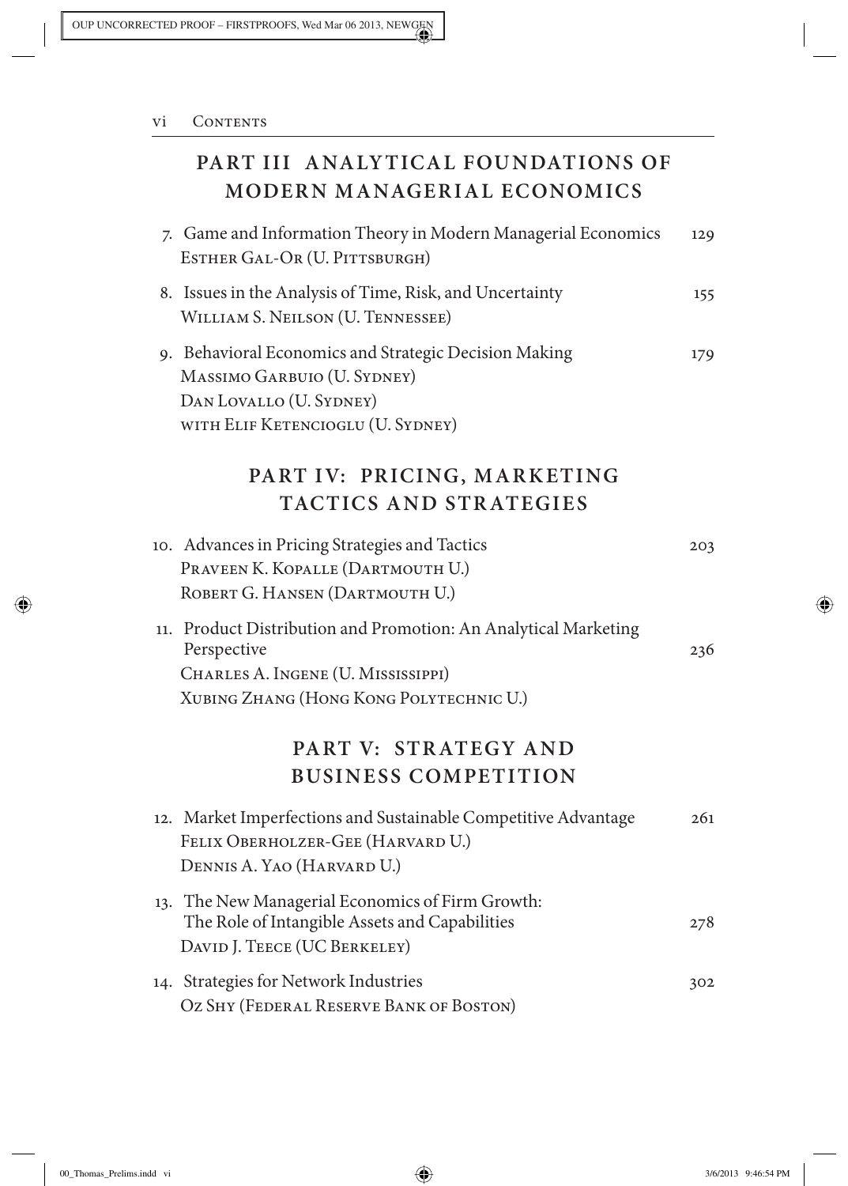## PART III ANALYTICAL FOUNDATIONS OF MODERN MANAGERIAL ECONOMICS

7. Game and Information Theory in Modern Managerial Economics — 129
   ESTHER GAL-OR (U. PITTSBURGH)

8. Issues in the Analysis of Time, Risk, and Uncertainty — 155
   WILLIAM S. NEILSON (U. TENNESSEE)

9. Behavioral Economics and Strategic Decision Making — 179
   MASSIMO GARBUIO (U. SYDNEY)
   DAN LOVALLO (U. SYDNEY)
   WITH ELIF KETENCIOGLU (U. SYDNEY)

## PART IV: PRICING, MARKETING TACTICS AND STRATEGIES

10. Advances in Pricing Strategies and Tactics — 203
    PRAVEEN K. KOPALLE (DARTMOUTH U.)
    ROBERT G. HANSEN (DARTMOUTH U.)

11. Product Distribution and Promotion: An Analytical Marketing Perspective — 236
    CHARLES A. INGENE (U. MISSISSIPPI)
    XUBING ZHANG (HONG KONG POLYTECHNIC U.)

## PART V: STRATEGY AND BUSINESS COMPETITION

12. Market Imperfections and Sustainable Competitive Advantage — 261
    FELIX OBERHOLZER-GEE (HARVARD U.)
    DENNIS A. YAO (HARVARD U.)

13. The New Managerial Economics of Firm Growth: The Role of Intangible Assets and Capabilities — 278
    DAVID J. TEECE (UC BERKELEY)

14. Strategies for Network Industries — 302
    OZ SHY (FEDERAL RESERVE BANK OF BOSTON)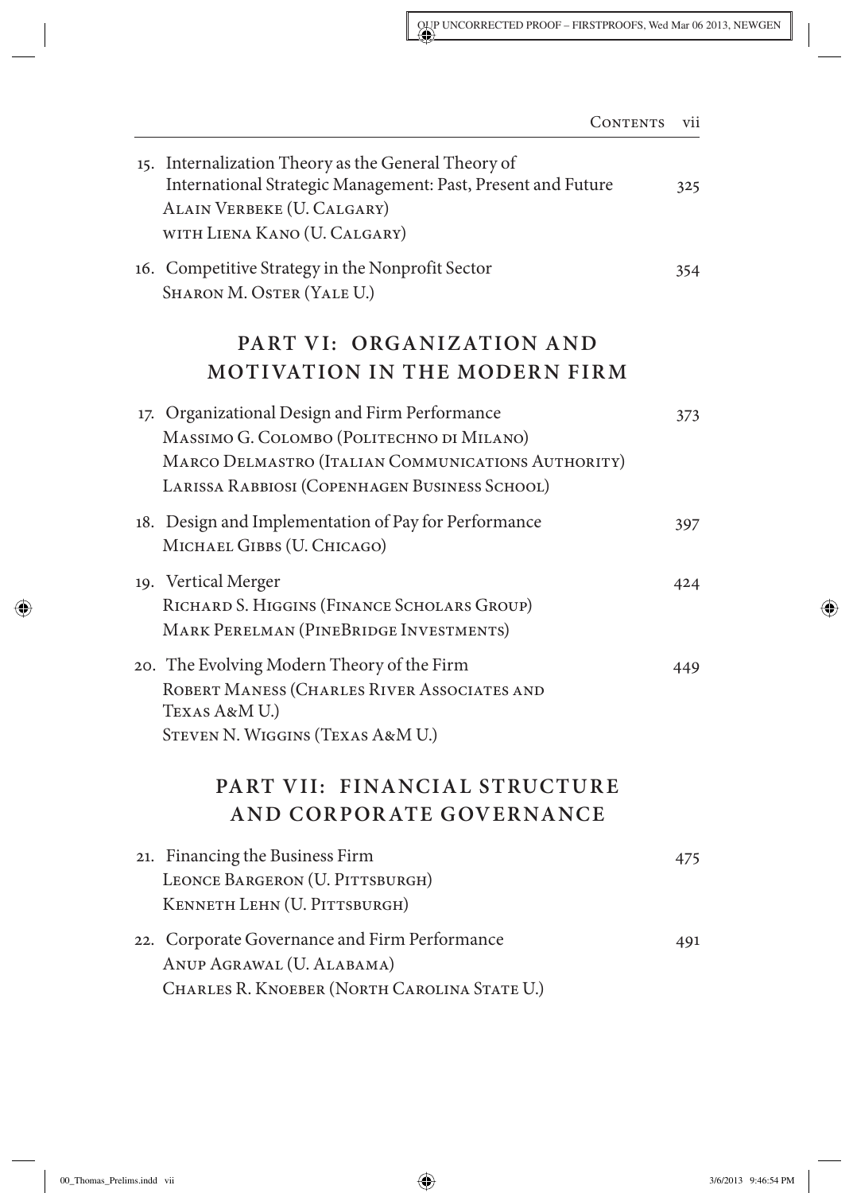15. Internalization Theory as the General Theory of International Strategic Management: Past, Present and Future — 325
 Alain Verbeke (U. Calgary)
 with Liena Kano (U. Calgary)

16. Competitive Strategy in the Nonprofit Sector — 354
 Sharon M. Oster (Yale U.)

## PART VI: ORGANIZATION AND MOTIVATION IN THE MODERN FIRM

17. Organizational Design and Firm Performance — 373
 Massimo G. Colombo (Politechno di Milano)
 Marco Delmastro (Italian Communications Authority)
 Larissa Rabbiosi (Copenhagen Business School)

18. Design and Implementation of Pay for Performance — 397
 Michael Gibbs (U. Chicago)

19. Vertical Merger — 424
 Richard S. Higgins (Finance Scholars Group)
 Mark Perelman (PineBridge Investments)

20. The Evolving Modern Theory of the Firm — 449
 Robert Maness (Charles River Associates and Texas A&M U.)
 Steven N. Wiggins (Texas A&M U.)

## PART VII: FINANCIAL STRUCTURE AND CORPORATE GOVERNANCE

21. Financing the Business Firm — 475
 Leonce Bargeron (U. Pittsburgh)
 Kenneth Lehn (U. Pittsburgh)

22. Corporate Governance and Firm Performance — 491
 Anup Agrawal (U. Alabama)
 Charles R. Knoeber (North Carolina State U.)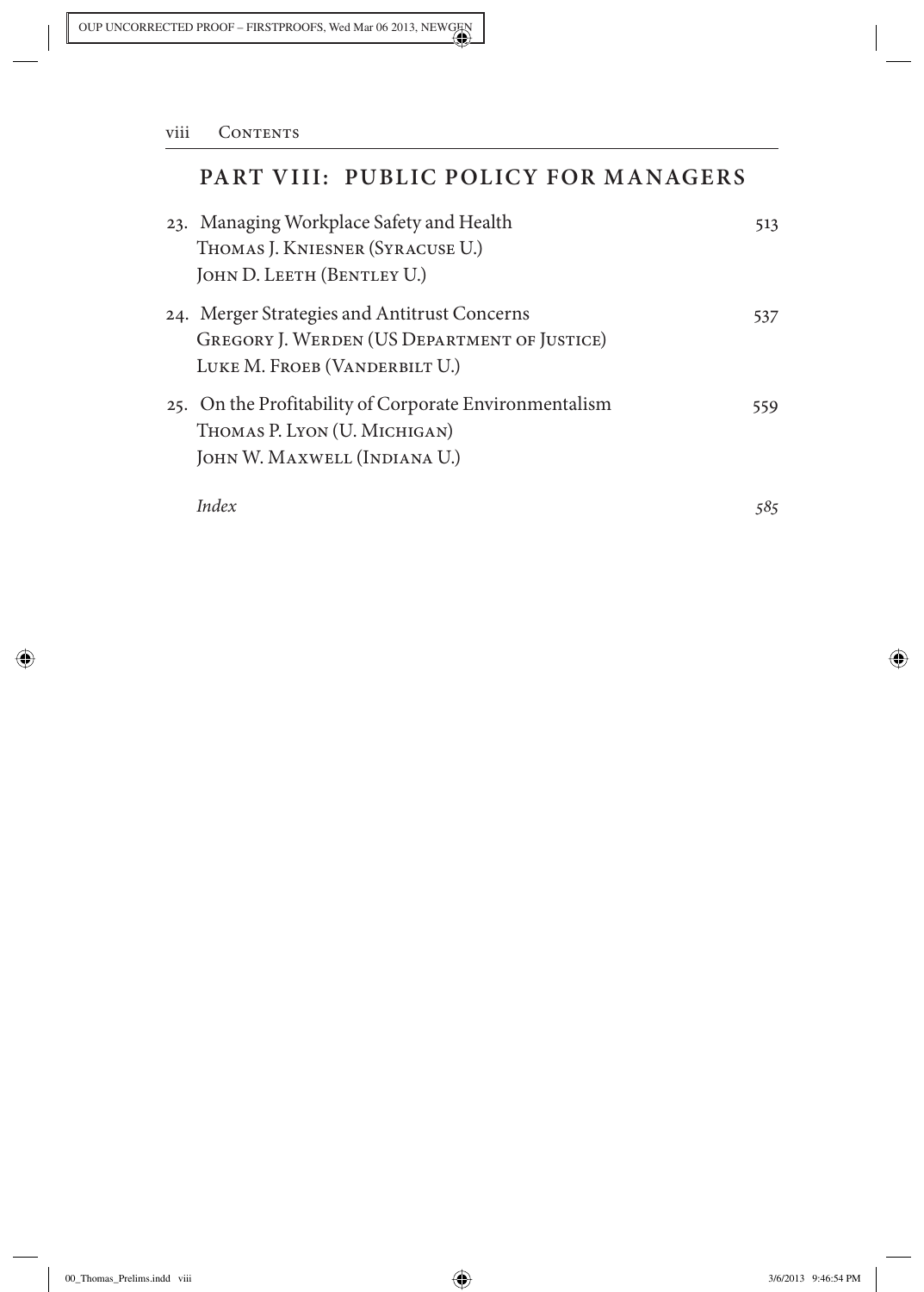## PART VIII: PUBLIC POLICY FOR MANAGERS

23. Managing Workplace Safety and Health — 513
    Thomas J. Kniesner (Syracuse U.)
    John D. Leeth (Bentley U.)

24. Merger Strategies and Antitrust Concerns — 537
    Gregory J. Werden (US Department of Justice)
    Luke M. Froeb (Vanderbilt U.)

25. On the Profitability of Corporate Environmentalism — 559
    Thomas P. Lyon (U. Michigan)
    John W. Maxwell (Indiana U.)

*Index* — *585*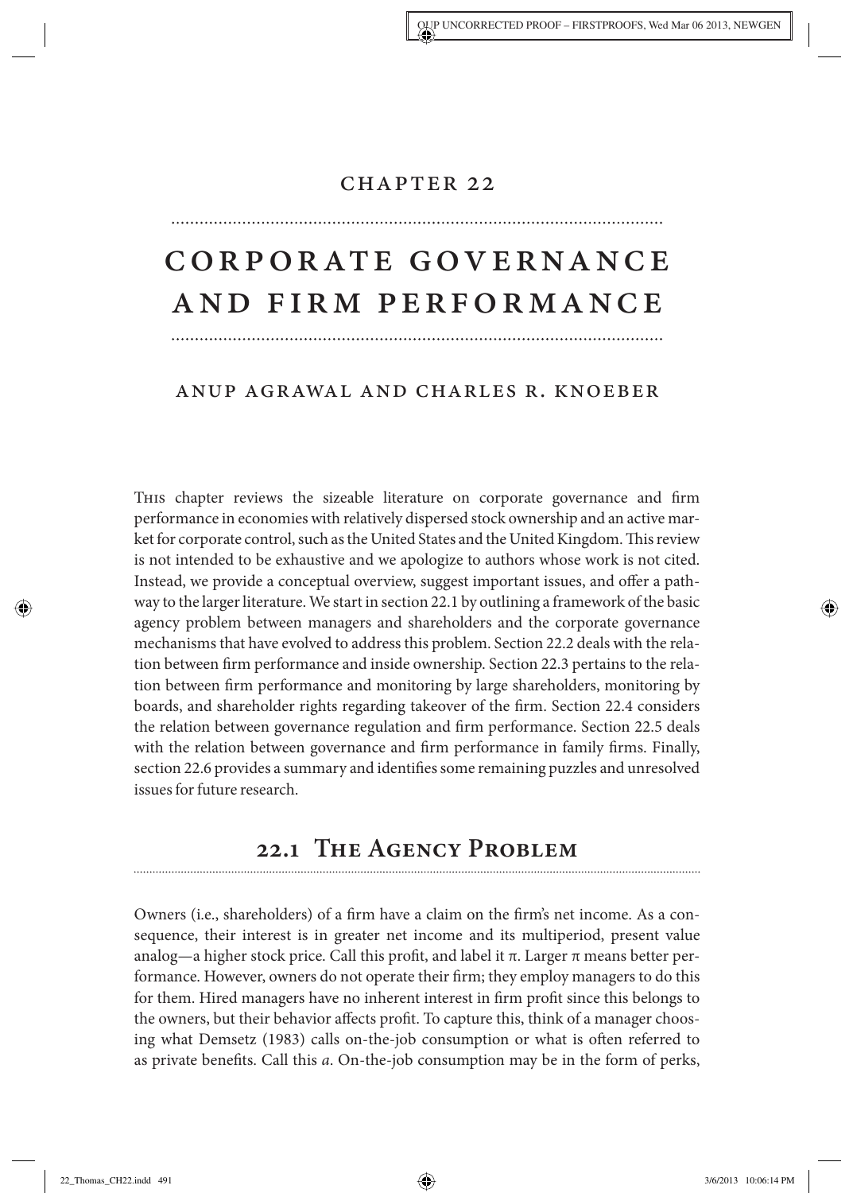# Chapter 22

# Corporate Governance and Firm Performance

## Anup Agrawal and Charles R. Knoeber

This chapter reviews the sizeable literature on corporate governance and firm performance in economies with relatively dispersed stock ownership and an active market for corporate control, such as the United States and the United Kingdom. This review is not intended to be exhaustive and we apologize to authors whose work is not cited. Instead, we provide a conceptual overview, suggest important issues, and offer a pathway to the larger literature. We start in section 22.1 by outlining a framework of the basic agency problem between managers and shareholders and the corporate governance mechanisms that have evolved to address this problem. Section 22.2 deals with the relation between firm performance and inside ownership. Section 22.3 pertains to the relation between firm performance and monitoring by large shareholders, monitoring by boards, and shareholder rights regarding takeover of the firm. Section 22.4 considers the relation between governance regulation and firm performance. Section 22.5 deals with the relation between governance and firm performance in family firms. Finally, section 22.6 provides a summary and identifies some remaining puzzles and unresolved issues for future research.

## 22.1 The Agency Problem

Owners (i.e., shareholders) of a firm have a claim on the firm's net income. As a consequence, their interest is in greater net income and its multiperiod, present value analog—a higher stock price. Call this profit, and label it $\pi$. Larger $\pi$ means better performance. However, owners do not operate their firm; they employ managers to do this for them. Hired managers have no inherent interest in firm profit since this belongs to the owners, but their behavior affects profit. To capture this, think of a manager choosing what Demsetz (1983) calls on-the-job consumption or what is often referred to as private benefits. Call this $a$. On-the-job consumption may be in the form of perks,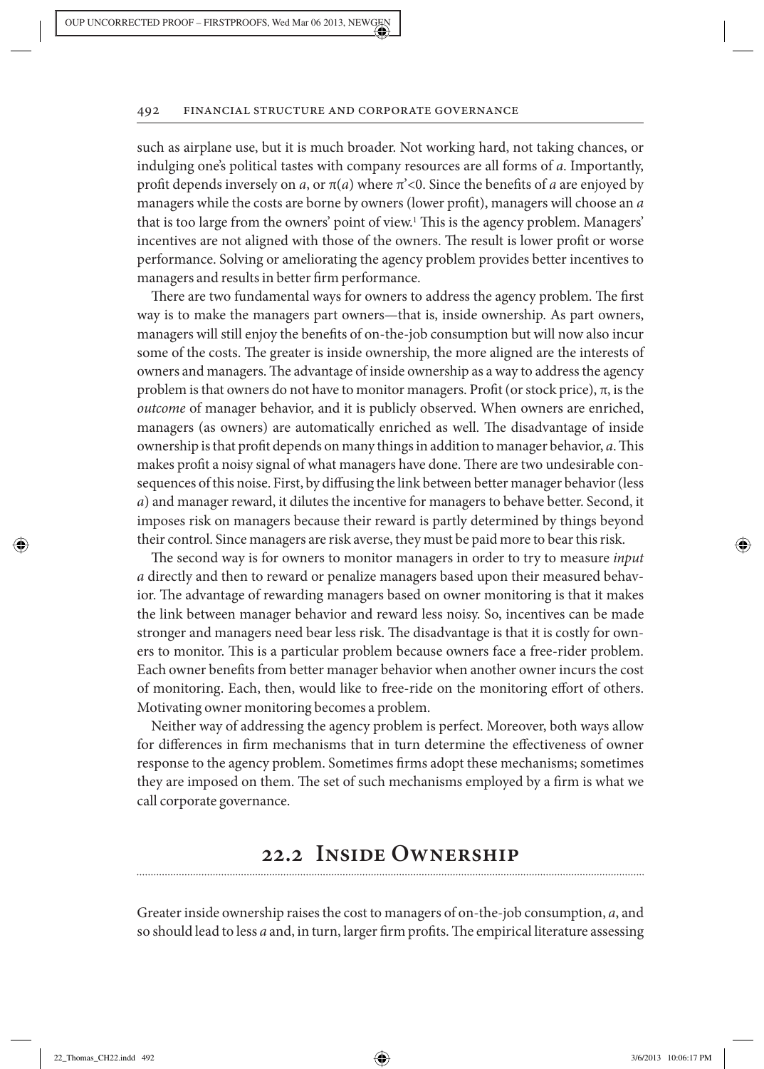such as airplane use, but it is much broader. Not working hard, not taking chances, or indulging one's political tastes with company resources are all forms of $a$. Importantly, profit depends inversely on $a$, or $\pi(a)$ where $\pi' < 0$. Since the benefits of $a$ are enjoyed by managers while the costs are borne by owners (lower profit), managers will choose an $a$ that is too large from the owners' point of view.[1] This is the agency problem. Managers' incentives are not aligned with those of the owners. The result is lower profit or worse performance. Solving or ameliorating the agency problem provides better incentives to managers and results in better firm performance.

There are two fundamental ways for owners to address the agency problem. The first way is to make the managers part owners—that is, inside ownership. As part owners, managers will still enjoy the benefits of on-the-job consumption but will now also incur some of the costs. The greater is inside ownership, the more aligned are the interests of owners and managers. The advantage of inside ownership as a way to address the agency problem is that owners do not have to monitor managers. Profit (or stock price), $\pi$, is the *outcome* of manager behavior, and it is publicly observed. When owners are enriched, managers (as owners) are automatically enriched as well. The disadvantage of inside ownership is that profit depends on many things in addition to manager behavior, $a$. This makes profit a noisy signal of what managers have done. There are two undesirable consequences of this noise. First, by diffusing the link between better manager behavior (less $a$) and manager reward, it dilutes the incentive for managers to behave better. Second, it imposes risk on managers because their reward is partly determined by things beyond their control. Since managers are risk averse, they must be paid more to bear this risk.

The second way is for owners to monitor managers in order to try to measure *input* $a$ directly and then to reward or penalize managers based upon their measured behavior. The advantage of rewarding managers based on owner monitoring is that it makes the link between manager behavior and reward less noisy. So, incentives can be made stronger and managers need bear less risk. The disadvantage is that it is costly for owners to monitor. This is a particular problem because owners face a free-rider problem. Each owner benefits from better manager behavior when another owner incurs the cost of monitoring. Each, then, would like to free-ride on the monitoring effort of others. Motivating owner monitoring becomes a problem.

Neither way of addressing the agency problem is perfect. Moreover, both ways allow for differences in firm mechanisms that in turn determine the effectiveness of owner response to the agency problem. Sometimes firms adopt these mechanisms; sometimes they are imposed on them. The set of such mechanisms employed by a firm is what we call corporate governance.

## 22.2 Inside Ownership

Greater inside ownership raises the cost to managers of on-the-job consumption, $a$, and so should lead to less $a$ and, in turn, larger firm profits. The empirical literature assessing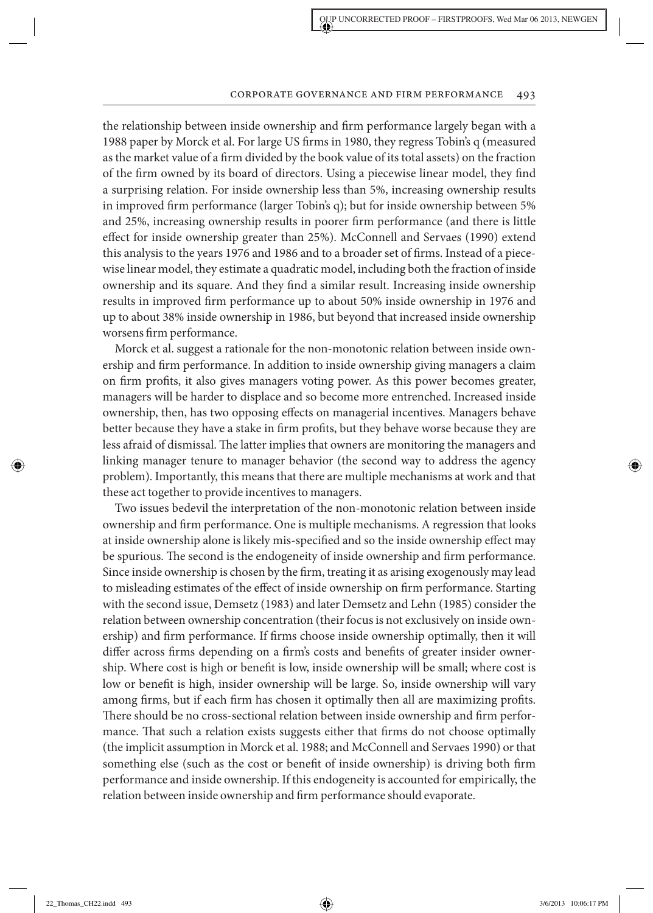the relationship between inside ownership and firm performance largely began with a 1988 paper by Morck et al. For large US firms in 1980, they regress Tobin's q (measured as the market value of a firm divided by the book value of its total assets) on the fraction of the firm owned by its board of directors. Using a piecewise linear model, they find a surprising relation. For inside ownership less than 5%, increasing ownership results in improved firm performance (larger Tobin's q); but for inside ownership between 5% and 25%, increasing ownership results in poorer firm performance (and there is little effect for inside ownership greater than 25%). McConnell and Servaes (1990) extend this analysis to the years 1976 and 1986 and to a broader set of firms. Instead of a piecewise linear model, they estimate a quadratic model, including both the fraction of inside ownership and its square. And they find a similar result. Increasing inside ownership results in improved firm performance up to about 50% inside ownership in 1976 and up to about 38% inside ownership in 1986, but beyond that increased inside ownership worsens firm performance.

Morck et al. suggest a rationale for the non-monotonic relation between inside ownership and firm performance. In addition to inside ownership giving managers a claim on firm profits, it also gives managers voting power. As this power becomes greater, managers will be harder to displace and so become more entrenched. Increased inside ownership, then, has two opposing effects on managerial incentives. Managers behave better because they have a stake in firm profits, but they behave worse because they are less afraid of dismissal. The latter implies that owners are monitoring the managers and linking manager tenure to manager behavior (the second way to address the agency problem). Importantly, this means that there are multiple mechanisms at work and that these act together to provide incentives to managers.

Two issues bedevil the interpretation of the non-monotonic relation between inside ownership and firm performance. One is multiple mechanisms. A regression that looks at inside ownership alone is likely mis-specified and so the inside ownership effect may be spurious. The second is the endogeneity of inside ownership and firm performance. Since inside ownership is chosen by the firm, treating it as arising exogenously may lead to misleading estimates of the effect of inside ownership on firm performance. Starting with the second issue, Demsetz (1983) and later Demsetz and Lehn (1985) consider the relation between ownership concentration (their focus is not exclusively on inside ownership) and firm performance. If firms choose inside ownership optimally, then it will differ across firms depending on a firm's costs and benefits of greater insider ownership. Where cost is high or benefit is low, inside ownership will be small; where cost is low or benefit is high, insider ownership will be large. So, inside ownership will vary among firms, but if each firm has chosen it optimally then all are maximizing profits. There should be no cross-sectional relation between inside ownership and firm performance. That such a relation exists suggests either that firms do not choose optimally (the implicit assumption in Morck et al. 1988; and McConnell and Servaes 1990) or that something else (such as the cost or benefit of inside ownership) is driving both firm performance and inside ownership. If this endogeneity is accounted for empirically, the relation between inside ownership and firm performance should evaporate.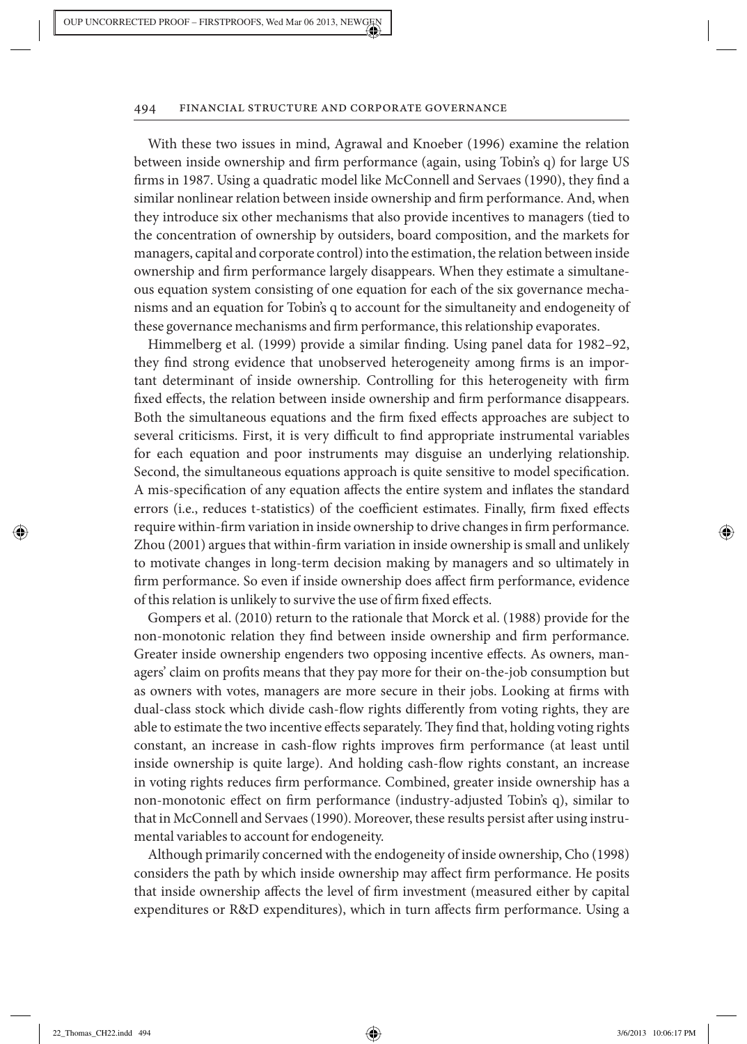With these two issues in mind, Agrawal and Knoeber (1996) examine the relation between inside ownership and firm performance (again, using Tobin's q) for large US firms in 1987. Using a quadratic model like McConnell and Servaes (1990), they find a similar nonlinear relation between inside ownership and firm performance. And, when they introduce six other mechanisms that also provide incentives to managers (tied to the concentration of ownership by outsiders, board composition, and the markets for managers, capital and corporate control) into the estimation, the relation between inside ownership and firm performance largely disappears. When they estimate a simultaneous equation system consisting of one equation for each of the six governance mechanisms and an equation for Tobin's q to account for the simultaneity and endogeneity of these governance mechanisms and firm performance, this relationship evaporates.

Himmelberg et al. (1999) provide a similar finding. Using panel data for 1982–92, they find strong evidence that unobserved heterogeneity among firms is an important determinant of inside ownership. Controlling for this heterogeneity with firm fixed effects, the relation between inside ownership and firm performance disappears. Both the simultaneous equations and the firm fixed effects approaches are subject to several criticisms. First, it is very difficult to find appropriate instrumental variables for each equation and poor instruments may disguise an underlying relationship. Second, the simultaneous equations approach is quite sensitive to model specification. A mis-specification of any equation affects the entire system and inflates the standard errors (i.e., reduces t-statistics) of the coefficient estimates. Finally, firm fixed effects require within-firm variation in inside ownership to drive changes in firm performance. Zhou (2001) argues that within-firm variation in inside ownership is small and unlikely to motivate changes in long-term decision making by managers and so ultimately in firm performance. So even if inside ownership does affect firm performance, evidence of this relation is unlikely to survive the use of firm fixed effects.

Gompers et al. (2010) return to the rationale that Morck et al. (1988) provide for the non-monotonic relation they find between inside ownership and firm performance. Greater inside ownership engenders two opposing incentive effects. As owners, managers' claim on profits means that they pay more for their on-the-job consumption but as owners with votes, managers are more secure in their jobs. Looking at firms with dual-class stock which divide cash-flow rights differently from voting rights, they are able to estimate the two incentive effects separately. They find that, holding voting rights constant, an increase in cash-flow rights improves firm performance (at least until inside ownership is quite large). And holding cash-flow rights constant, an increase in voting rights reduces firm performance. Combined, greater inside ownership has a non-monotonic effect on firm performance (industry-adjusted Tobin's q), similar to that in McConnell and Servaes (1990). Moreover, these results persist after using instrumental variables to account for endogeneity.

Although primarily concerned with the endogeneity of inside ownership, Cho (1998) considers the path by which inside ownership may affect firm performance. He posits that inside ownership affects the level of firm investment (measured either by capital expenditures or R&D expenditures), which in turn affects firm performance. Using a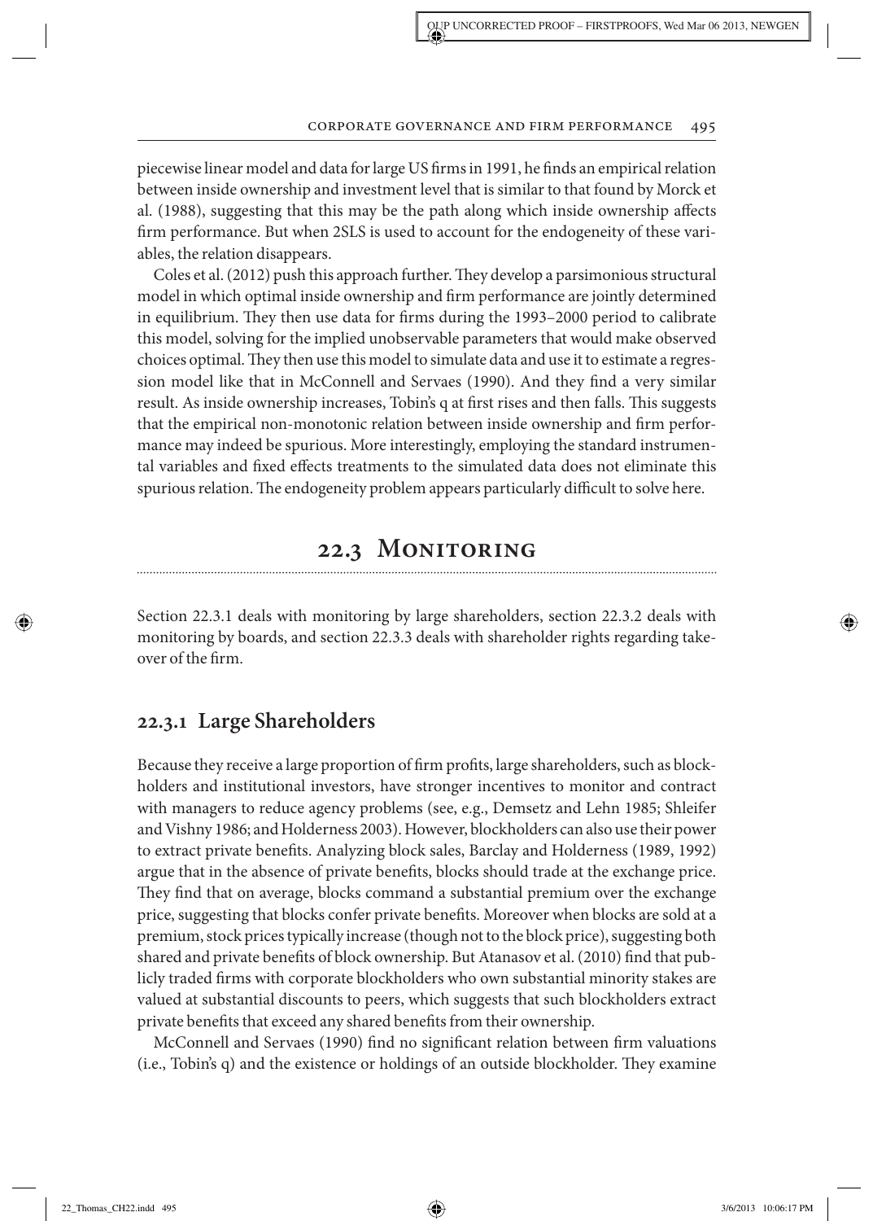piecewise linear model and data for large US firms in 1991, he finds an empirical relation between inside ownership and investment level that is similar to that found by Morck et al. (1988), suggesting that this may be the path along which inside ownership affects firm performance. But when 2SLS is used to account for the endogeneity of these variables, the relation disappears.

Coles et al. (2012) push this approach further. They develop a parsimonious structural model in which optimal inside ownership and firm performance are jointly determined in equilibrium. They then use data for firms during the 1993–2000 period to calibrate this model, solving for the implied unobservable parameters that would make observed choices optimal. They then use this model to simulate data and use it to estimate a regression model like that in McConnell and Servaes (1990). And they find a very similar result. As inside ownership increases, Tobin's q at first rises and then falls. This suggests that the empirical non-monotonic relation between inside ownership and firm performance may indeed be spurious. More interestingly, employing the standard instrumental variables and fixed effects treatments to the simulated data does not eliminate this spurious relation. The endogeneity problem appears particularly difficult to solve here.

## 22.3 Monitoring

Section 22.3.1 deals with monitoring by large shareholders, section 22.3.2 deals with monitoring by boards, and section 22.3.3 deals with shareholder rights regarding takeover of the firm.

### 22.3.1 Large Shareholders

Because they receive a large proportion of firm profits, large shareholders, such as blockholders and institutional investors, have stronger incentives to monitor and contract with managers to reduce agency problems (see, e.g., Demsetz and Lehn 1985; Shleifer and Vishny 1986; and Holderness 2003). However, blockholders can also use their power to extract private benefits. Analyzing block sales, Barclay and Holderness (1989, 1992) argue that in the absence of private benefits, blocks should trade at the exchange price. They find that on average, blocks command a substantial premium over the exchange price, suggesting that blocks confer private benefits. Moreover when blocks are sold at a premium, stock prices typically increase (though not to the block price), suggesting both shared and private benefits of block ownership. But Atanasov et al. (2010) find that publicly traded firms with corporate blockholders who own substantial minority stakes are valued at substantial discounts to peers, which suggests that such blockholders extract private benefits that exceed any shared benefits from their ownership.

McConnell and Servaes (1990) find no significant relation between firm valuations (i.e., Tobin's q) and the existence or holdings of an outside blockholder. They examine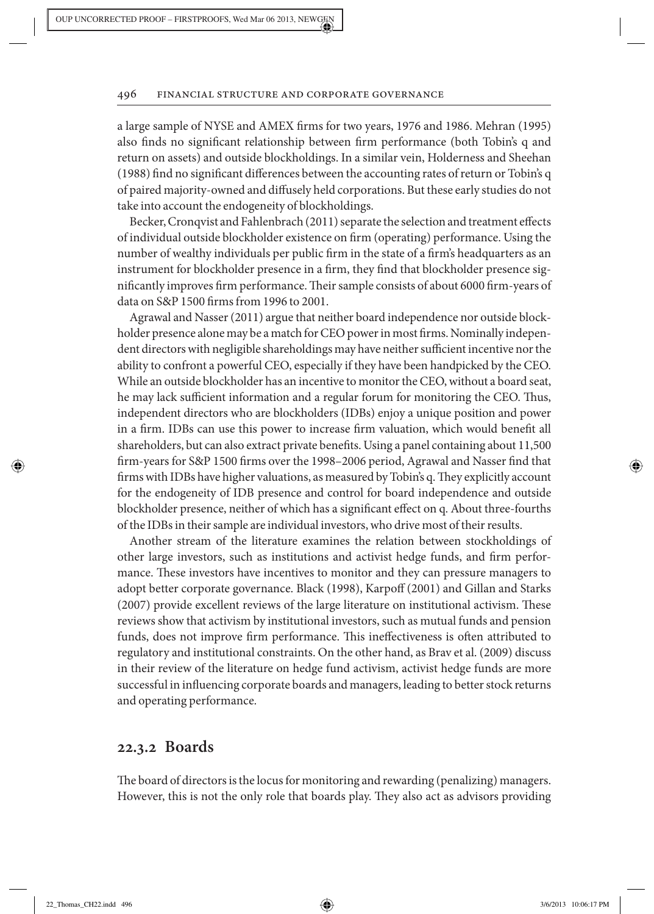a large sample of NYSE and AMEX firms for two years, 1976 and 1986. Mehran (1995) also finds no significant relationship between firm performance (both Tobin's q and return on assets) and outside blockholdings. In a similar vein, Holderness and Sheehan (1988) find no significant differences between the accounting rates of return or Tobin's q of paired majority-owned and diffusely held corporations. But these early studies do not take into account the endogeneity of blockholdings.

Becker, Cronqvist and Fahlenbrach (2011) separate the selection and treatment effects of individual outside blockholder existence on firm (operating) performance. Using the number of wealthy individuals per public firm in the state of a firm's headquarters as an instrument for blockholder presence in a firm, they find that blockholder presence significantly improves firm performance. Their sample consists of about 6000 firm-years of data on S&P 1500 firms from 1996 to 2001.

Agrawal and Nasser (2011) argue that neither board independence nor outside blockholder presence alone may be a match for CEO power in most firms. Nominally independent directors with negligible shareholdings may have neither sufficient incentive nor the ability to confront a powerful CEO, especially if they have been handpicked by the CEO. While an outside blockholder has an incentive to monitor the CEO, without a board seat, he may lack sufficient information and a regular forum for monitoring the CEO. Thus, independent directors who are blockholders (IDBs) enjoy a unique position and power in a firm. IDBs can use this power to increase firm valuation, which would benefit all shareholders, but can also extract private benefits. Using a panel containing about 11,500 firm-years for S&P 1500 firms over the 1998–2006 period, Agrawal and Nasser find that firms with IDBs have higher valuations, as measured by Tobin's q. They explicitly account for the endogeneity of IDB presence and control for board independence and outside blockholder presence, neither of which has a significant effect on q. About three-fourths of the IDBs in their sample are individual investors, who drive most of their results.

Another stream of the literature examines the relation between stockholdings of other large investors, such as institutions and activist hedge funds, and firm performance. These investors have incentives to monitor and they can pressure managers to adopt better corporate governance. Black (1998), Karpoff (2001) and Gillan and Starks (2007) provide excellent reviews of the large literature on institutional activism. These reviews show that activism by institutional investors, such as mutual funds and pension funds, does not improve firm performance. This ineffectiveness is often attributed to regulatory and institutional constraints. On the other hand, as Brav et al. (2009) discuss in their review of the literature on hedge fund activism, activist hedge funds are more successful in influencing corporate boards and managers, leading to better stock returns and operating performance.

### 22.3.2 Boards

The board of directors is the locus for monitoring and rewarding (penalizing) managers. However, this is not the only role that boards play. They also act as advisors providing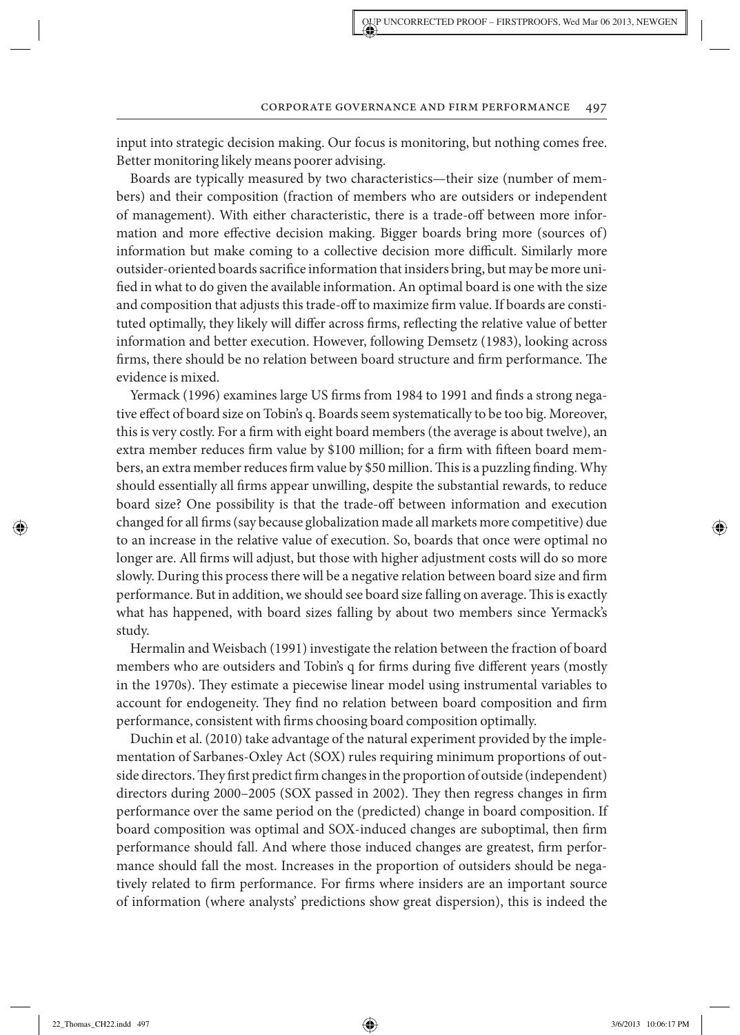input into strategic decision making. Our focus is monitoring, but nothing comes free. Better monitoring likely means poorer advising.

Boards are typically measured by two characteristics—their size (number of members) and their composition (fraction of members who are outsiders or independent of management). With either characteristic, there is a trade-off between more information and more effective decision making. Bigger boards bring more (sources of) information but make coming to a collective decision more difficult. Similarly more outsider-oriented boards sacrifice information that insiders bring, but may be more unified in what to do given the available information. An optimal board is one with the size and composition that adjusts this trade-off to maximize firm value. If boards are constituted optimally, they likely will differ across firms, reflecting the relative value of better information and better execution. However, following Demsetz (1983), looking across firms, there should be no relation between board structure and firm performance. The evidence is mixed.

Yermack (1996) examines large US firms from 1984 to 1991 and finds a strong negative effect of board size on Tobin's q. Boards seem systematically to be too big. Moreover, this is very costly. For a firm with eight board members (the average is about twelve), an extra member reduces firm value by \$100 million; for a firm with fifteen board members, an extra member reduces firm value by \$50 million. This is a puzzling finding. Why should essentially all firms appear unwilling, despite the substantial rewards, to reduce board size? One possibility is that the trade-off between information and execution changed for all firms (say because globalization made all markets more competitive) due to an increase in the relative value of execution. So, boards that once were optimal no longer are. All firms will adjust, but those with higher adjustment costs will do so more slowly. During this process there will be a negative relation between board size and firm performance. But in addition, we should see board size falling on average. This is exactly what has happened, with board sizes falling by about two members since Yermack's study.

Hermalin and Weisbach (1991) investigate the relation between the fraction of board members who are outsiders and Tobin's q for firms during five different years (mostly in the 1970s). They estimate a piecewise linear model using instrumental variables to account for endogeneity. They find no relation between board composition and firm performance, consistent with firms choosing board composition optimally.

Duchin et al. (2010) take advantage of the natural experiment provided by the implementation of Sarbanes-Oxley Act (SOX) rules requiring minimum proportions of outside directors. They first predict firm changes in the proportion of outside (independent) directors during 2000–2005 (SOX passed in 2002). They then regress changes in firm performance over the same period on the (predicted) change in board composition. If board composition was optimal and SOX-induced changes are suboptimal, then firm performance should fall. And where those induced changes are greatest, firm performance should fall the most. Increases in the proportion of outsiders should be negatively related to firm performance. For firms where insiders are an important source of information (where analysts' predictions show great dispersion), this is indeed the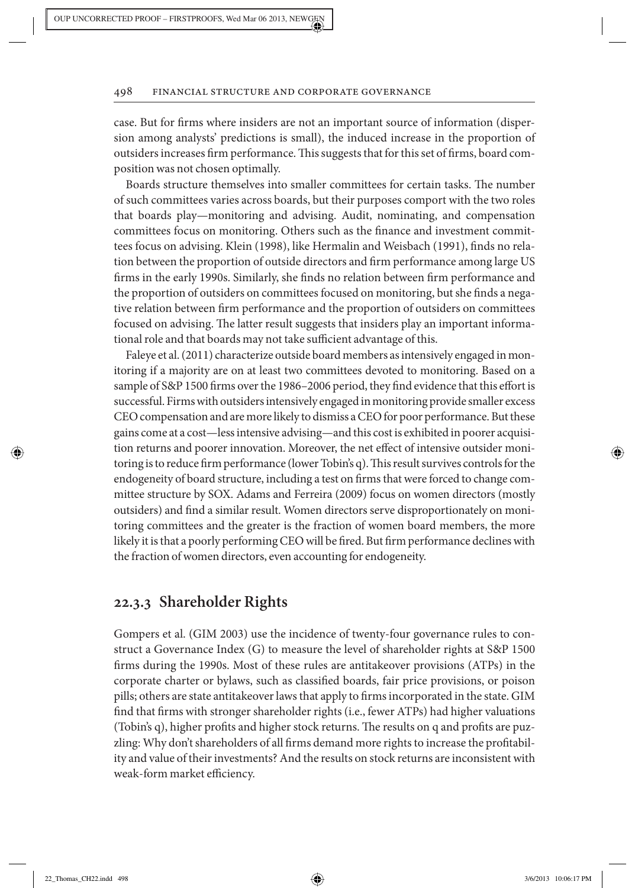case. But for firms where insiders are not an important source of information (dispersion among analysts' predictions is small), the induced increase in the proportion of outsiders increases firm performance. This suggests that for this set of firms, board composition was not chosen optimally.

Boards structure themselves into smaller committees for certain tasks. The number of such committees varies across boards, but their purposes comport with the two roles that boards play—monitoring and advising. Audit, nominating, and compensation committees focus on monitoring. Others such as the finance and investment committees focus on advising. Klein (1998), like Hermalin and Weisbach (1991), finds no relation between the proportion of outside directors and firm performance among large US firms in the early 1990s. Similarly, she finds no relation between firm performance and the proportion of outsiders on committees focused on monitoring, but she finds a negative relation between firm performance and the proportion of outsiders on committees focused on advising. The latter result suggests that insiders play an important informational role and that boards may not take sufficient advantage of this.

Faleye et al. (2011) characterize outside board members as intensively engaged in monitoring if a majority are on at least two committees devoted to monitoring. Based on a sample of S&P 1500 firms over the 1986–2006 period, they find evidence that this effort is successful. Firms with outsiders intensively engaged in monitoring provide smaller excess CEO compensation and are more likely to dismiss a CEO for poor performance. But these gains come at a cost—less intensive advising—and this cost is exhibited in poorer acquisition returns and poorer innovation. Moreover, the net effect of intensive outsider monitoring is to reduce firm performance (lower Tobin's q). This result survives controls for the endogeneity of board structure, including a test on firms that were forced to change committee structure by SOX. Adams and Ferreira (2009) focus on women directors (mostly outsiders) and find a similar result. Women directors serve disproportionately on monitoring committees and the greater is the fraction of women board members, the more likely it is that a poorly performing CEO will be fired. But firm performance declines with the fraction of women directors, even accounting for endogeneity.

## 22.3.3 Shareholder Rights

Gompers et al. (GIM 2003) use the incidence of twenty-four governance rules to construct a Governance Index (G) to measure the level of shareholder rights at S&P 1500 firms during the 1990s. Most of these rules are antitakeover provisions (ATPs) in the corporate charter or bylaws, such as classified boards, fair price provisions, or poison pills; others are state antitakeover laws that apply to firms incorporated in the state. GIM find that firms with stronger shareholder rights (i.e., fewer ATPs) had higher valuations (Tobin's q), higher profits and higher stock returns. The results on q and profits are puzzling: Why don't shareholders of all firms demand more rights to increase the profitability and value of their investments? And the results on stock returns are inconsistent with weak-form market efficiency.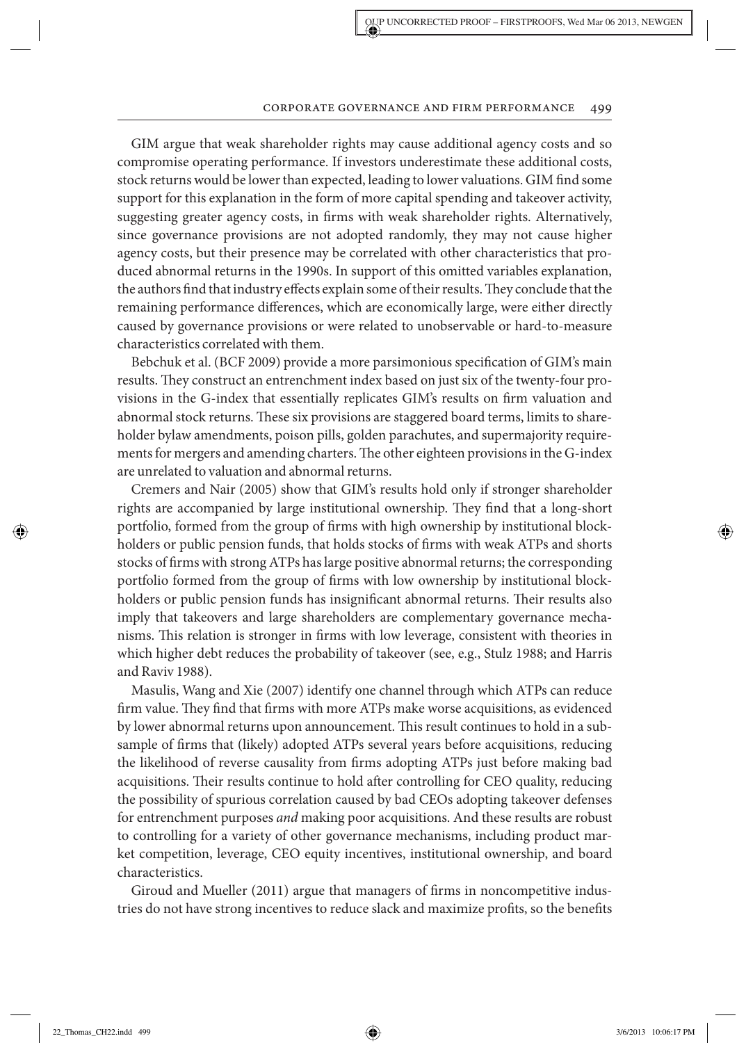GIM argue that weak shareholder rights may cause additional agency costs and so compromise operating performance. If investors underestimate these additional costs, stock returns would be lower than expected, leading to lower valuations. GIM find some support for this explanation in the form of more capital spending and takeover activity, suggesting greater agency costs, in firms with weak shareholder rights. Alternatively, since governance provisions are not adopted randomly, they may not cause higher agency costs, but their presence may be correlated with other characteristics that produced abnormal returns in the 1990s. In support of this omitted variables explanation, the authors find that industry effects explain some of their results. They conclude that the remaining performance differences, which are economically large, were either directly caused by governance provisions or were related to unobservable or hard-to-measure characteristics correlated with them.

Bebchuk et al. (BCF 2009) provide a more parsimonious specification of GIM's main results. They construct an entrenchment index based on just six of the twenty-four provisions in the G-index that essentially replicates GIM's results on firm valuation and abnormal stock returns. These six provisions are staggered board terms, limits to shareholder bylaw amendments, poison pills, golden parachutes, and supermajority requirements for mergers and amending charters. The other eighteen provisions in the G-index are unrelated to valuation and abnormal returns.

Cremers and Nair (2005) show that GIM's results hold only if stronger shareholder rights are accompanied by large institutional ownership. They find that a long-short portfolio, formed from the group of firms with high ownership by institutional blockholders or public pension funds, that holds stocks of firms with weak ATPs and shorts stocks of firms with strong ATPs has large positive abnormal returns; the corresponding portfolio formed from the group of firms with low ownership by institutional blockholders or public pension funds has insignificant abnormal returns. Their results also imply that takeovers and large shareholders are complementary governance mechanisms. This relation is stronger in firms with low leverage, consistent with theories in which higher debt reduces the probability of takeover (see, e.g., Stulz 1988; and Harris and Raviv 1988).

Masulis, Wang and Xie (2007) identify one channel through which ATPs can reduce firm value. They find that firms with more ATPs make worse acquisitions, as evidenced by lower abnormal returns upon announcement. This result continues to hold in a subsample of firms that (likely) adopted ATPs several years before acquisitions, reducing the likelihood of reverse causality from firms adopting ATPs just before making bad acquisitions. Their results continue to hold after controlling for CEO quality, reducing the possibility of spurious correlation caused by bad CEOs adopting takeover defenses for entrenchment purposes *and* making poor acquisitions. And these results are robust to controlling for a variety of other governance mechanisms, including product market competition, leverage, CEO equity incentives, institutional ownership, and board characteristics.

Giroud and Mueller (2011) argue that managers of firms in noncompetitive industries do not have strong incentives to reduce slack and maximize profits, so the benefits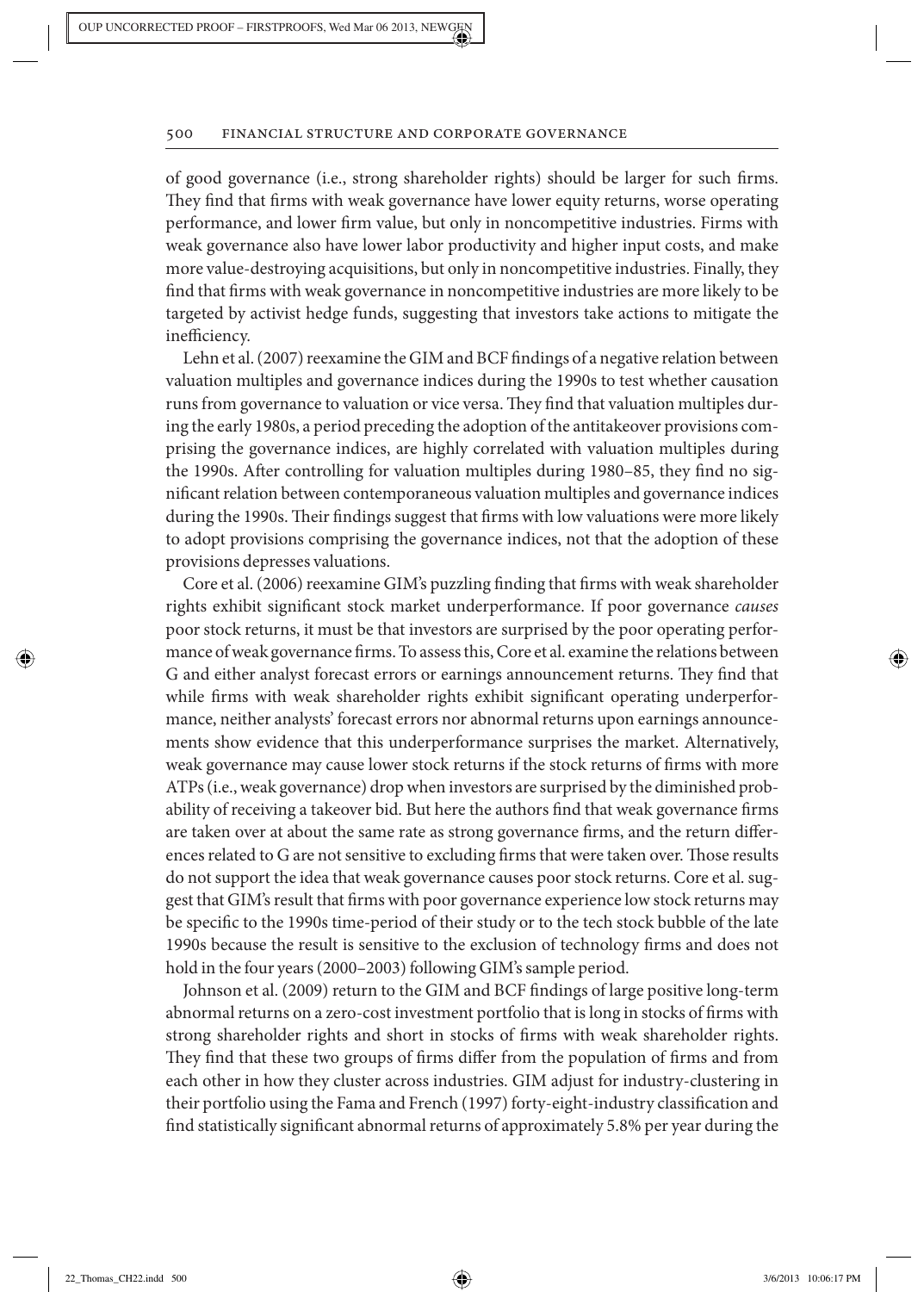of good governance (i.e., strong shareholder rights) should be larger for such firms. They find that firms with weak governance have lower equity returns, worse operating performance, and lower firm value, but only in noncompetitive industries. Firms with weak governance also have lower labor productivity and higher input costs, and make more value-destroying acquisitions, but only in noncompetitive industries. Finally, they find that firms with weak governance in noncompetitive industries are more likely to be targeted by activist hedge funds, suggesting that investors take actions to mitigate the inefficiency.

Lehn et al. (2007) reexamine the GIM and BCF findings of a negative relation between valuation multiples and governance indices during the 1990s to test whether causation runs from governance to valuation or vice versa. They find that valuation multiples during the early 1980s, a period preceding the adoption of the antitakeover provisions comprising the governance indices, are highly correlated with valuation multiples during the 1990s. After controlling for valuation multiples during 1980–85, they find no significant relation between contemporaneous valuation multiples and governance indices during the 1990s. Their findings suggest that firms with low valuations were more likely to adopt provisions comprising the governance indices, not that the adoption of these provisions depresses valuations.

Core et al. (2006) reexamine GIM's puzzling finding that firms with weak shareholder rights exhibit significant stock market underperformance. If poor governance *causes* poor stock returns, it must be that investors are surprised by the poor operating performance of weak governance firms. To assess this, Core et al. examine the relations between G and either analyst forecast errors or earnings announcement returns. They find that while firms with weak shareholder rights exhibit significant operating underperformance, neither analysts' forecast errors nor abnormal returns upon earnings announcements show evidence that this underperformance surprises the market. Alternatively, weak governance may cause lower stock returns if the stock returns of firms with more ATPs (i.e., weak governance) drop when investors are surprised by the diminished probability of receiving a takeover bid. But here the authors find that weak governance firms are taken over at about the same rate as strong governance firms, and the return differences related to G are not sensitive to excluding firms that were taken over. Those results do not support the idea that weak governance causes poor stock returns. Core et al. suggest that GIM's result that firms with poor governance experience low stock returns may be specific to the 1990s time-period of their study or to the tech stock bubble of the late 1990s because the result is sensitive to the exclusion of technology firms and does not hold in the four years (2000–2003) following GIM's sample period.

Johnson et al. (2009) return to the GIM and BCF findings of large positive long-term abnormal returns on a zero-cost investment portfolio that is long in stocks of firms with strong shareholder rights and short in stocks of firms with weak shareholder rights. They find that these two groups of firms differ from the population of firms and from each other in how they cluster across industries. GIM adjust for industry-clustering in their portfolio using the Fama and French (1997) forty-eight-industry classification and find statistically significant abnormal returns of approximately 5.8% per year during the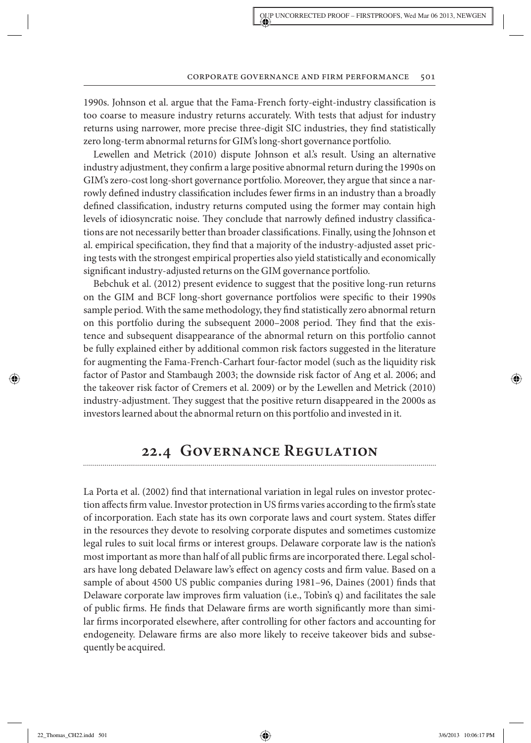1990s. Johnson et al. argue that the Fama-French forty-eight-industry classification is too coarse to measure industry returns accurately. With tests that adjust for industry returns using narrower, more precise three-digit SIC industries, they find statistically zero long-term abnormal returns for GIM's long-short governance portfolio.

Lewellen and Metrick (2010) dispute Johnson et al.'s result. Using an alternative industry adjustment, they confirm a large positive abnormal return during the 1990s on GIM's zero-cost long-short governance portfolio. Moreover, they argue that since a narrowly defined industry classification includes fewer firms in an industry than a broadly defined classification, industry returns computed using the former may contain high levels of idiosyncratic noise. They conclude that narrowly defined industry classifications are not necessarily better than broader classifications. Finally, using the Johnson et al. empirical specification, they find that a majority of the industry-adjusted asset pricing tests with the strongest empirical properties also yield statistically and economically significant industry-adjusted returns on the GIM governance portfolio.

Bebchuk et al. (2012) present evidence to suggest that the positive long-run returns on the GIM and BCF long-short governance portfolios were specific to their 1990s sample period. With the same methodology, they find statistically zero abnormal return on this portfolio during the subsequent 2000–2008 period. They find that the existence and subsequent disappearance of the abnormal return on this portfolio cannot be fully explained either by additional common risk factors suggested in the literature for augmenting the Fama-French-Carhart four-factor model (such as the liquidity risk factor of Pastor and Stambaugh 2003; the downside risk factor of Ang et al. 2006; and the takeover risk factor of Cremers et al. 2009) or by the Lewellen and Metrick (2010) industry-adjustment. They suggest that the positive return disappeared in the 2000s as investors learned about the abnormal return on this portfolio and invested in it.

## 22.4 Governance Regulation

La Porta et al. (2002) find that international variation in legal rules on investor protection affects firm value. Investor protection in US firms varies according to the firm's state of incorporation. Each state has its own corporate laws and court system. States differ in the resources they devote to resolving corporate disputes and sometimes customize legal rules to suit local firms or interest groups. Delaware corporate law is the nation's most important as more than half of all public firms are incorporated there. Legal scholars have long debated Delaware law's effect on agency costs and firm value. Based on a sample of about 4500 US public companies during 1981–96, Daines (2001) finds that Delaware corporate law improves firm valuation (i.e., Tobin's q) and facilitates the sale of public firms. He finds that Delaware firms are worth significantly more than similar firms incorporated elsewhere, after controlling for other factors and accounting for endogeneity. Delaware firms are also more likely to receive takeover bids and subsequently be acquired.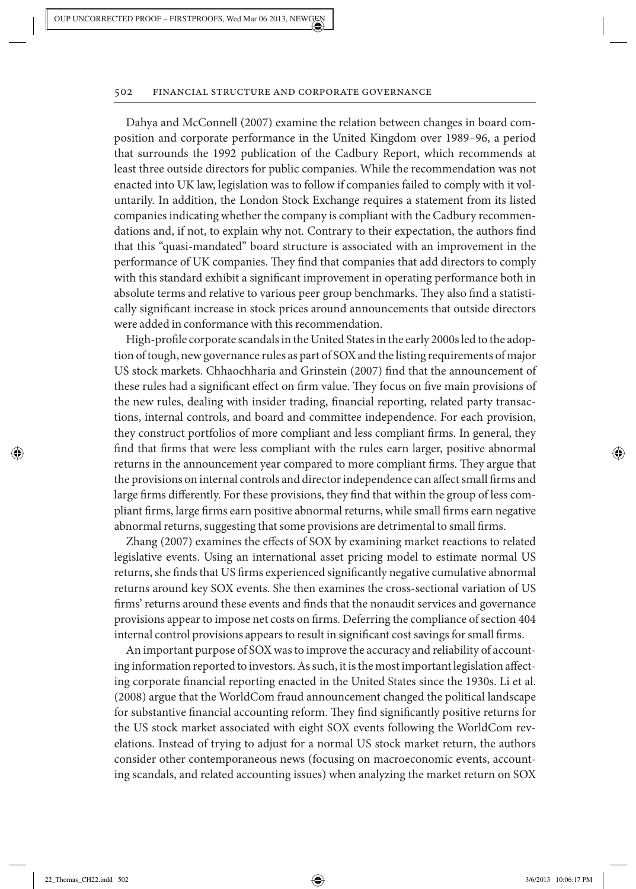Dahya and McConnell (2007) examine the relation between changes in board composition and corporate performance in the United Kingdom over 1989–96, a period that surrounds the 1992 publication of the Cadbury Report, which recommends at least three outside directors for public companies. While the recommendation was not enacted into UK law, legislation was to follow if companies failed to comply with it voluntarily. In addition, the London Stock Exchange requires a statement from its listed companies indicating whether the company is compliant with the Cadbury recommendations and, if not, to explain why not. Contrary to their expectation, the authors find that this "quasi-mandated" board structure is associated with an improvement in the performance of UK companies. They find that companies that add directors to comply with this standard exhibit a significant improvement in operating performance both in absolute terms and relative to various peer group benchmarks. They also find a statistically significant increase in stock prices around announcements that outside directors were added in conformance with this recommendation.

High-profile corporate scandals in the United States in the early 2000s led to the adoption of tough, new governance rules as part of SOX and the listing requirements of major US stock markets. Chhaochharia and Grinstein (2007) find that the announcement of these rules had a significant effect on firm value. They focus on five main provisions of the new rules, dealing with insider trading, financial reporting, related party transactions, internal controls, and board and committee independence. For each provision, they construct portfolios of more compliant and less compliant firms. In general, they find that firms that were less compliant with the rules earn larger, positive abnormal returns in the announcement year compared to more compliant firms. They argue that the provisions on internal controls and director independence can affect small firms and large firms differently. For these provisions, they find that within the group of less compliant firms, large firms earn positive abnormal returns, while small firms earn negative abnormal returns, suggesting that some provisions are detrimental to small firms.

Zhang (2007) examines the effects of SOX by examining market reactions to related legislative events. Using an international asset pricing model to estimate normal US returns, she finds that US firms experienced significantly negative cumulative abnormal returns around key SOX events. She then examines the cross-sectional variation of US firms' returns around these events and finds that the nonaudit services and governance provisions appear to impose net costs on firms. Deferring the compliance of section 404 internal control provisions appears to result in significant cost savings for small firms.

An important purpose of SOX was to improve the accuracy and reliability of accounting information reported to investors. As such, it is the most important legislation affecting corporate financial reporting enacted in the United States since the 1930s. Li et al. (2008) argue that the WorldCom fraud announcement changed the political landscape for substantive financial accounting reform. They find significantly positive returns for the US stock market associated with eight SOX events following the WorldCom revelations. Instead of trying to adjust for a normal US stock market return, the authors consider other contemporaneous news (focusing on macroeconomic events, accounting scandals, and related accounting issues) when analyzing the market return on SOX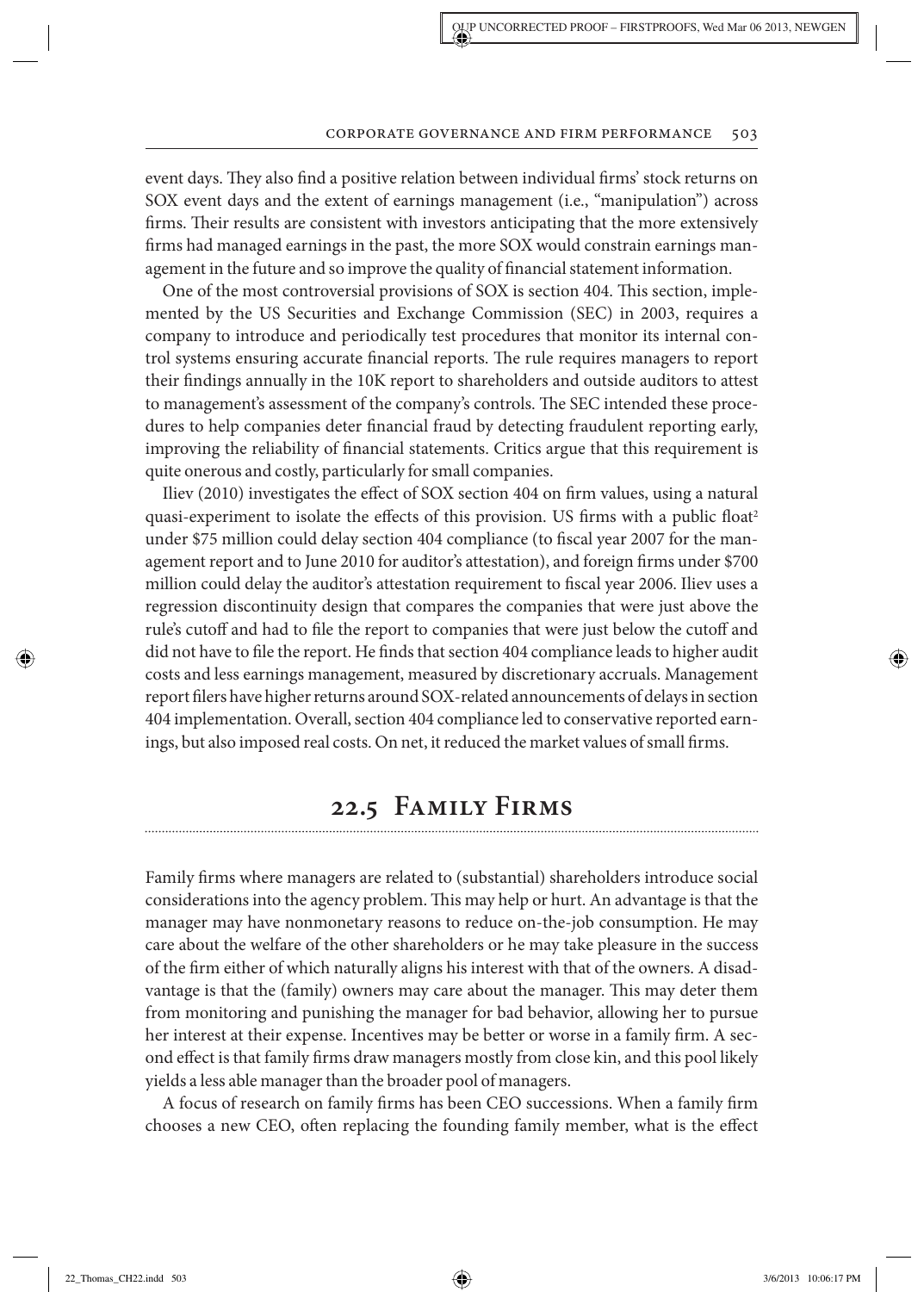event days. They also find a positive relation between individual firms' stock returns on SOX event days and the extent of earnings management (i.e., "manipulation") across firms. Their results are consistent with investors anticipating that the more extensively firms had managed earnings in the past, the more SOX would constrain earnings management in the future and so improve the quality of financial statement information.

One of the most controversial provisions of SOX is section 404. This section, implemented by the US Securities and Exchange Commission (SEC) in 2003, requires a company to introduce and periodically test procedures that monitor its internal control systems ensuring accurate financial reports. The rule requires managers to report their findings annually in the 10K report to shareholders and outside auditors to attest to management's assessment of the company's controls. The SEC intended these procedures to help companies deter financial fraud by detecting fraudulent reporting early, improving the reliability of financial statements. Critics argue that this requirement is quite onerous and costly, particularly for small companies.

Iliev (2010) investigates the effect of SOX section 404 on firm values, using a natural quasi-experiment to isolate the effects of this provision. US firms with a public float[2] under \$75 million could delay section 404 compliance (to fiscal year 2007 for the management report and to June 2010 for auditor's attestation), and foreign firms under \$700 million could delay the auditor's attestation requirement to fiscal year 2006. Iliev uses a regression discontinuity design that compares the companies that were just above the rule's cutoff and had to file the report to companies that were just below the cutoff and did not have to file the report. He finds that section 404 compliance leads to higher audit costs and less earnings management, measured by discretionary accruals. Management report filers have higher returns around SOX-related announcements of delays in section 404 implementation. Overall, section 404 compliance led to conservative reported earnings, but also imposed real costs. On net, it reduced the market values of small firms.

## 22.5 Family Firms

Family firms where managers are related to (substantial) shareholders introduce social considerations into the agency problem. This may help or hurt. An advantage is that the manager may have nonmonetary reasons to reduce on-the-job consumption. He may care about the welfare of the other shareholders or he may take pleasure in the success of the firm either of which naturally aligns his interest with that of the owners. A disadvantage is that the (family) owners may care about the manager. This may deter them from monitoring and punishing the manager for bad behavior, allowing her to pursue her interest at their expense. Incentives may be better or worse in a family firm. A second effect is that family firms draw managers mostly from close kin, and this pool likely yields a less able manager than the broader pool of managers.

A focus of research on family firms has been CEO successions. When a family firm chooses a new CEO, often replacing the founding family member, what is the effect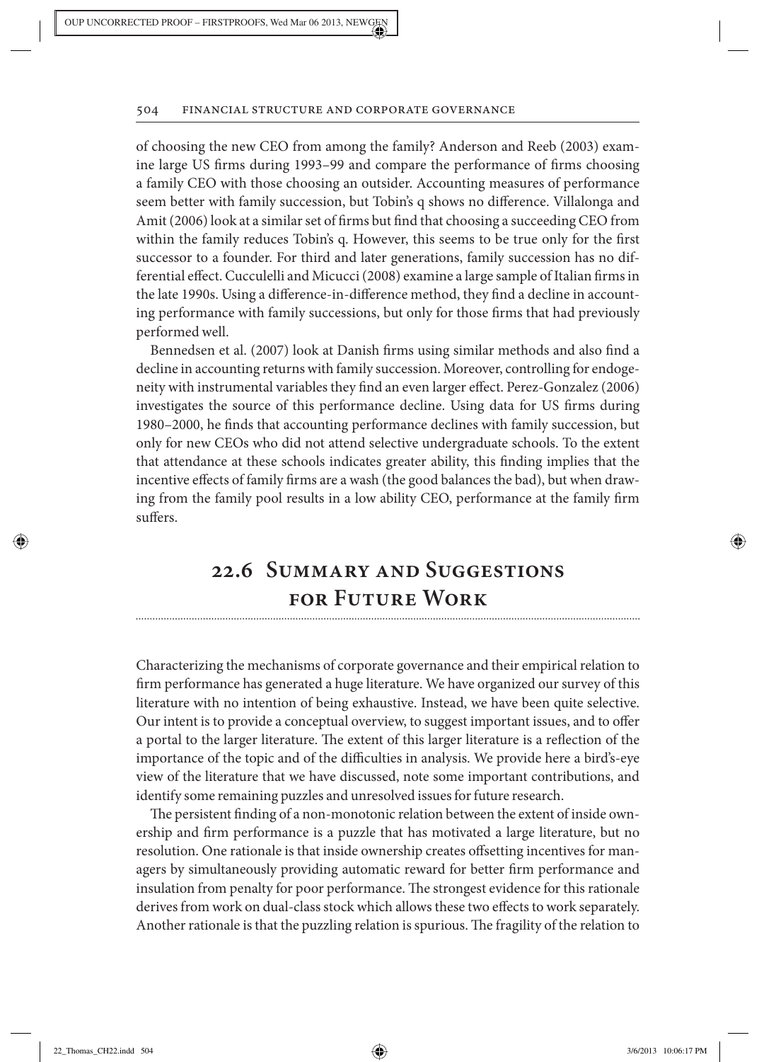of choosing the new CEO from among the family? Anderson and Reeb (2003) examine large US firms during 1993–99 and compare the performance of firms choosing a family CEO with those choosing an outsider. Accounting measures of performance seem better with family succession, but Tobin's q shows no difference. Villalonga and Amit (2006) look at a similar set of firms but find that choosing a succeeding CEO from within the family reduces Tobin's q. However, this seems to be true only for the first successor to a founder. For third and later generations, family succession has no differential effect. Cucculelli and Micucci (2008) examine a large sample of Italian firms in the late 1990s. Using a difference-in-difference method, they find a decline in accounting performance with family successions, but only for those firms that had previously performed well.

Bennedsen et al. (2007) look at Danish firms using similar methods and also find a decline in accounting returns with family succession. Moreover, controlling for endogeneity with instrumental variables they find an even larger effect. Perez-Gonzalez (2006) investigates the source of this performance decline. Using data for US firms during 1980–2000, he finds that accounting performance declines with family succession, but only for new CEOs who did not attend selective undergraduate schools. To the extent that attendance at these schools indicates greater ability, this finding implies that the incentive effects of family firms are a wash (the good balances the bad), but when drawing from the family pool results in a low ability CEO, performance at the family firm suffers.

## 22.6 Summary and Suggestions for Future Work

Characterizing the mechanisms of corporate governance and their empirical relation to firm performance has generated a huge literature. We have organized our survey of this literature with no intention of being exhaustive. Instead, we have been quite selective. Our intent is to provide a conceptual overview, to suggest important issues, and to offer a portal to the larger literature. The extent of this larger literature is a reflection of the importance of the topic and of the difficulties in analysis. We provide here a bird's-eye view of the literature that we have discussed, note some important contributions, and identify some remaining puzzles and unresolved issues for future research.

The persistent finding of a non-monotonic relation between the extent of inside ownership and firm performance is a puzzle that has motivated a large literature, but no resolution. One rationale is that inside ownership creates offsetting incentives for managers by simultaneously providing automatic reward for better firm performance and insulation from penalty for poor performance. The strongest evidence for this rationale derives from work on dual-class stock which allows these two effects to work separately. Another rationale is that the puzzling relation is spurious. The fragility of the relation to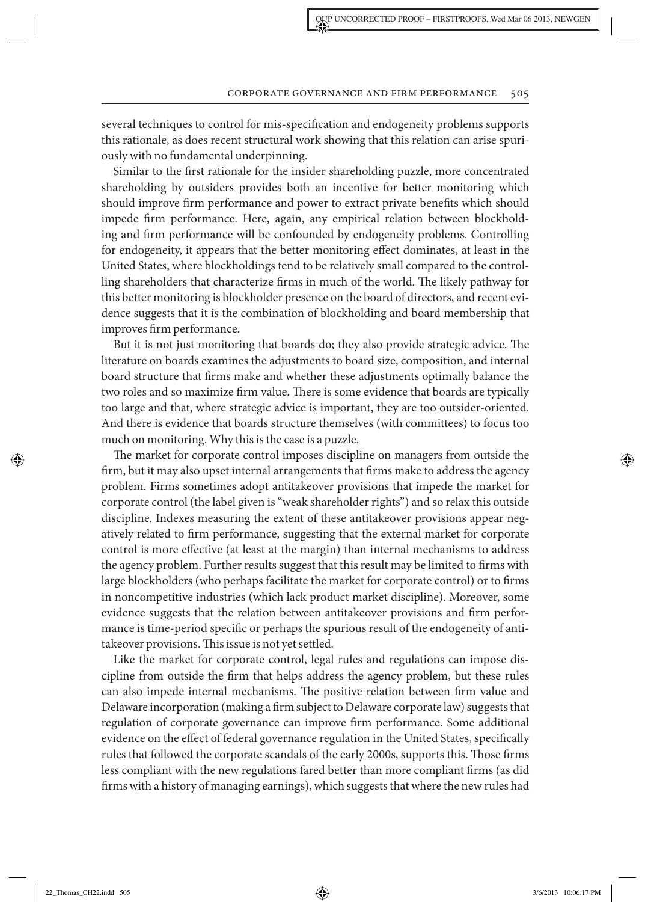several techniques to control for mis-specification and endogeneity problems supports this rationale, as does recent structural work showing that this relation can arise spuriously with no fundamental underpinning.

Similar to the first rationale for the insider shareholding puzzle, more concentrated shareholding by outsiders provides both an incentive for better monitoring which should improve firm performance and power to extract private benefits which should impede firm performance. Here, again, any empirical relation between blockholding and firm performance will be confounded by endogeneity problems. Controlling for endogeneity, it appears that the better monitoring effect dominates, at least in the United States, where blockholdings tend to be relatively small compared to the controlling shareholders that characterize firms in much of the world. The likely pathway for this better monitoring is blockholder presence on the board of directors, and recent evidence suggests that it is the combination of blockholding and board membership that improves firm performance.

But it is not just monitoring that boards do; they also provide strategic advice. The literature on boards examines the adjustments to board size, composition, and internal board structure that firms make and whether these adjustments optimally balance the two roles and so maximize firm value. There is some evidence that boards are typically too large and that, where strategic advice is important, they are too outsider-oriented. And there is evidence that boards structure themselves (with committees) to focus too much on monitoring. Why this is the case is a puzzle.

The market for corporate control imposes discipline on managers from outside the firm, but it may also upset internal arrangements that firms make to address the agency problem. Firms sometimes adopt antitakeover provisions that impede the market for corporate control (the label given is "weak shareholder rights") and so relax this outside discipline. Indexes measuring the extent of these antitakeover provisions appear negatively related to firm performance, suggesting that the external market for corporate control is more effective (at least at the margin) than internal mechanisms to address the agency problem. Further results suggest that this result may be limited to firms with large blockholders (who perhaps facilitate the market for corporate control) or to firms in noncompetitive industries (which lack product market discipline). Moreover, some evidence suggests that the relation between antitakeover provisions and firm performance is time-period specific or perhaps the spurious result of the endogeneity of antitakeover provisions. This issue is not yet settled.

Like the market for corporate control, legal rules and regulations can impose discipline from outside the firm that helps address the agency problem, but these rules can also impede internal mechanisms. The positive relation between firm value and Delaware incorporation (making a firm subject to Delaware corporate law) suggests that regulation of corporate governance can improve firm performance. Some additional evidence on the effect of federal governance regulation in the United States, specifically rules that followed the corporate scandals of the early 2000s, supports this. Those firms less compliant with the new regulations fared better than more compliant firms (as did firms with a history of managing earnings), which suggests that where the new rules had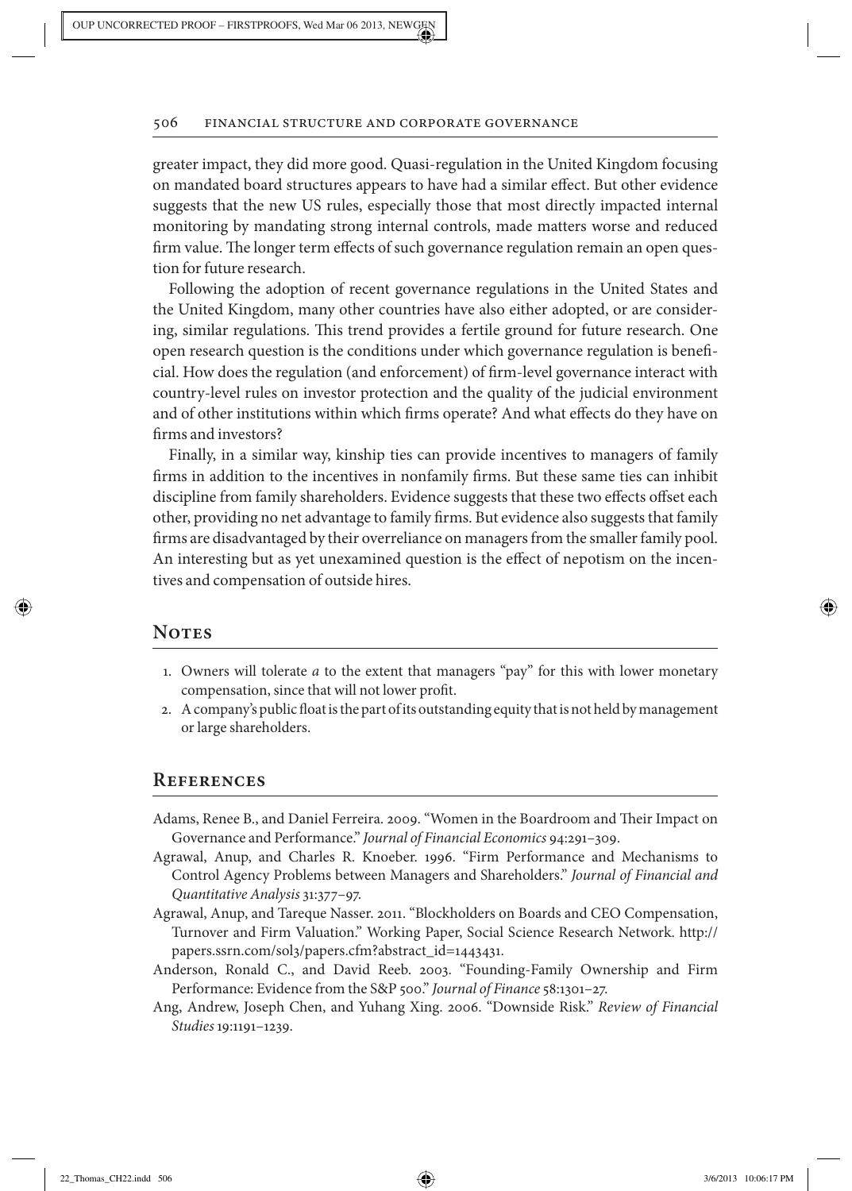greater impact, they did more good. Quasi-regulation in the United Kingdom focusing on mandated board structures appears to have had a similar effect. But other evidence suggests that the new US rules, especially those that most directly impacted internal monitoring by mandating strong internal controls, made matters worse and reduced firm value. The longer term effects of such governance regulation remain an open question for future research.

Following the adoption of recent governance regulations in the United States and the United Kingdom, many other countries have also either adopted, or are considering, similar regulations. This trend provides a fertile ground for future research. One open research question is the conditions under which governance regulation is beneficial. How does the regulation (and enforcement) of firm-level governance interact with country-level rules on investor protection and the quality of the judicial environment and of other institutions within which firms operate? And what effects do they have on firms and investors?

Finally, in a similar way, kinship ties can provide incentives to managers of family firms in addition to the incentives in nonfamily firms. But these same ties can inhibit discipline from family shareholders. Evidence suggests that these two effects offset each other, providing no net advantage to family firms. But evidence also suggests that family firms are disadvantaged by their overreliance on managers from the smaller family pool. An interesting but as yet unexamined question is the effect of nepotism on the incentives and compensation of outside hires.

## Notes

1. Owners will tolerate *a* to the extent that managers "pay" for this with lower monetary compensation, since that will not lower profit.
2. A company's public float is the part of its outstanding equity that is not held by management or large shareholders.

## References

Adams, Renee B., and Daniel Ferreira. 2009. "Women in the Boardroom and Their Impact on Governance and Performance." *Journal of Financial Economics* 94:291–309.

Agrawal, Anup, and Charles R. Knoeber. 1996. "Firm Performance and Mechanisms to Control Agency Problems between Managers and Shareholders." *Journal of Financial and Quantitative Analysis* 31:377–97.

Agrawal, Anup, and Tareque Nasser. 2011. "Blockholders on Boards and CEO Compensation, Turnover and Firm Valuation." Working Paper, Social Science Research Network. http://papers.ssrn.com/sol3/papers.cfm?abstract_id=1443431.

Anderson, Ronald C., and David Reeb. 2003. "Founding-Family Ownership and Firm Performance: Evidence from the S&P 500." *Journal of Finance* 58:1301–27.

Ang, Andrew, Joseph Chen, and Yuhang Xing. 2006. "Downside Risk." *Review of Financial Studies* 19:1191–1239.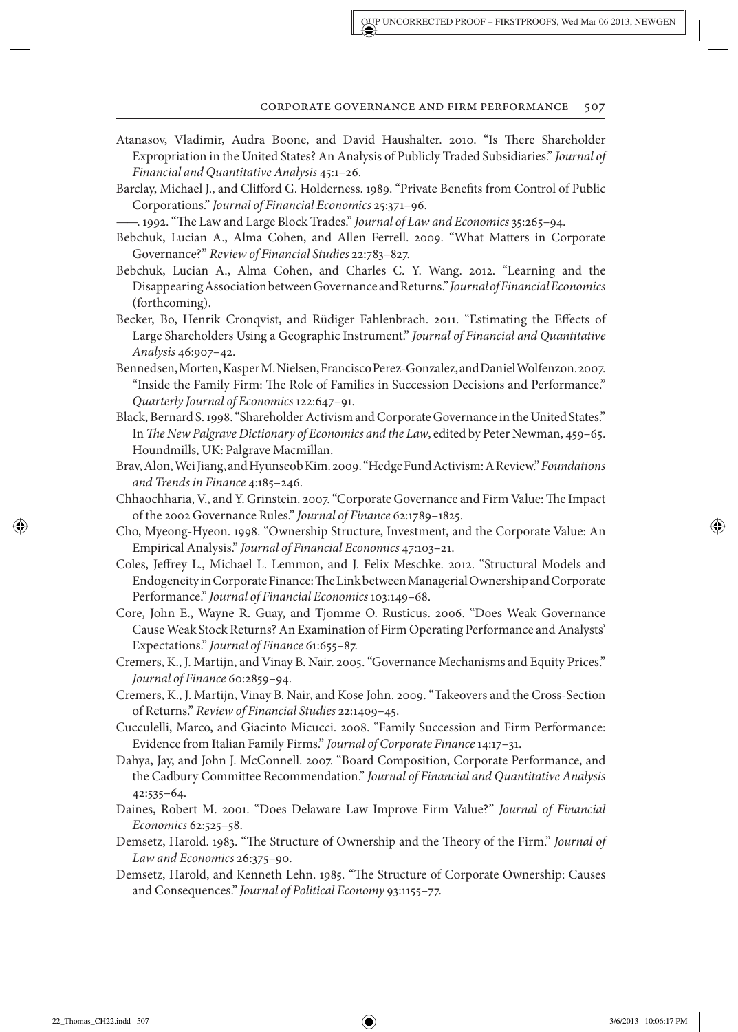Atanasov, Vladimir, Audra Boone, and David Haushalter. 2010. "Is There Shareholder Expropriation in the United States? An Analysis of Publicly Traded Subsidiaries." *Journal of Financial and Quantitative Analysis* 45:1–26.

Barclay, Michael J., and Clifford G. Holderness. 1989. "Private Benefits from Control of Public Corporations." *Journal of Financial Economics* 25:371–96.

——. 1992. "The Law and Large Block Trades." *Journal of Law and Economics* 35:265–94.

Bebchuk, Lucian A., Alma Cohen, and Allen Ferrell. 2009. "What Matters in Corporate Governance?" *Review of Financial Studies* 22:783–827.

Bebchuk, Lucian A., Alma Cohen, and Charles C. Y. Wang. 2012. "Learning and the Disappearing Association between Governance and Returns." *Journal of Financial Economics* (forthcoming).

Becker, Bo, Henrik Cronqvist, and Rüdiger Fahlenbrach. 2011. "Estimating the Effects of Large Shareholders Using a Geographic Instrument." *Journal of Financial and Quantitative Analysis* 46:907–42.

Bennedsen, Morten, Kasper M. Nielsen, Francisco Perez-Gonzalez, and Daniel Wolfenzon. 2007. "Inside the Family Firm: The Role of Families in Succession Decisions and Performance." *Quarterly Journal of Economics* 122:647–91.

Black, Bernard S. 1998. "Shareholder Activism and Corporate Governance in the United States." In *The New Palgrave Dictionary of Economics and the Law*, edited by Peter Newman, 459–65. Houndmills, UK: Palgrave Macmillan.

Brav, Alon, Wei Jiang, and Hyunseob Kim. 2009. "Hedge Fund Activism: A Review." *Foundations and Trends in Finance* 4:185–246.

Chhaochharia, V., and Y. Grinstein. 2007. "Corporate Governance and Firm Value: The Impact of the 2002 Governance Rules." *Journal of Finance* 62:1789–1825.

Cho, Myeong-Hyeon. 1998. "Ownership Structure, Investment, and the Corporate Value: An Empirical Analysis." *Journal of Financial Economics* 47:103–21.

Coles, Jeffrey L., Michael L. Lemmon, and J. Felix Meschke. 2012. "Structural Models and Endogeneity in Corporate Finance: The Link between Managerial Ownership and Corporate Performance." *Journal of Financial Economics* 103:149–68.

Core, John E., Wayne R. Guay, and Tjomme O. Rusticus. 2006. "Does Weak Governance Cause Weak Stock Returns? An Examination of Firm Operating Performance and Analysts' Expectations." *Journal of Finance* 61:655–87.

Cremers, K., J. Martijn, and Vinay B. Nair. 2005. "Governance Mechanisms and Equity Prices." *Journal of Finance* 60:2859–94.

Cremers, K., J. Martijn, Vinay B. Nair, and Kose John. 2009. "Takeovers and the Cross-Section of Returns." *Review of Financial Studies* 22:1409–45.

Cucculelli, Marco, and Giacinto Micucci. 2008. "Family Succession and Firm Performance: Evidence from Italian Family Firms." *Journal of Corporate Finance* 14:17–31.

Dahya, Jay, and John J. McConnell. 2007. "Board Composition, Corporate Performance, and the Cadbury Committee Recommendation." *Journal of Financial and Quantitative Analysis* 42:535–64.

Daines, Robert M. 2001. "Does Delaware Law Improve Firm Value?" *Journal of Financial Economics* 62:525–58.

Demsetz, Harold. 1983. "The Structure of Ownership and the Theory of the Firm." *Journal of Law and Economics* 26:375–90.

Demsetz, Harold, and Kenneth Lehn. 1985. "The Structure of Corporate Ownership: Causes and Consequences." *Journal of Political Economy* 93:1155–77.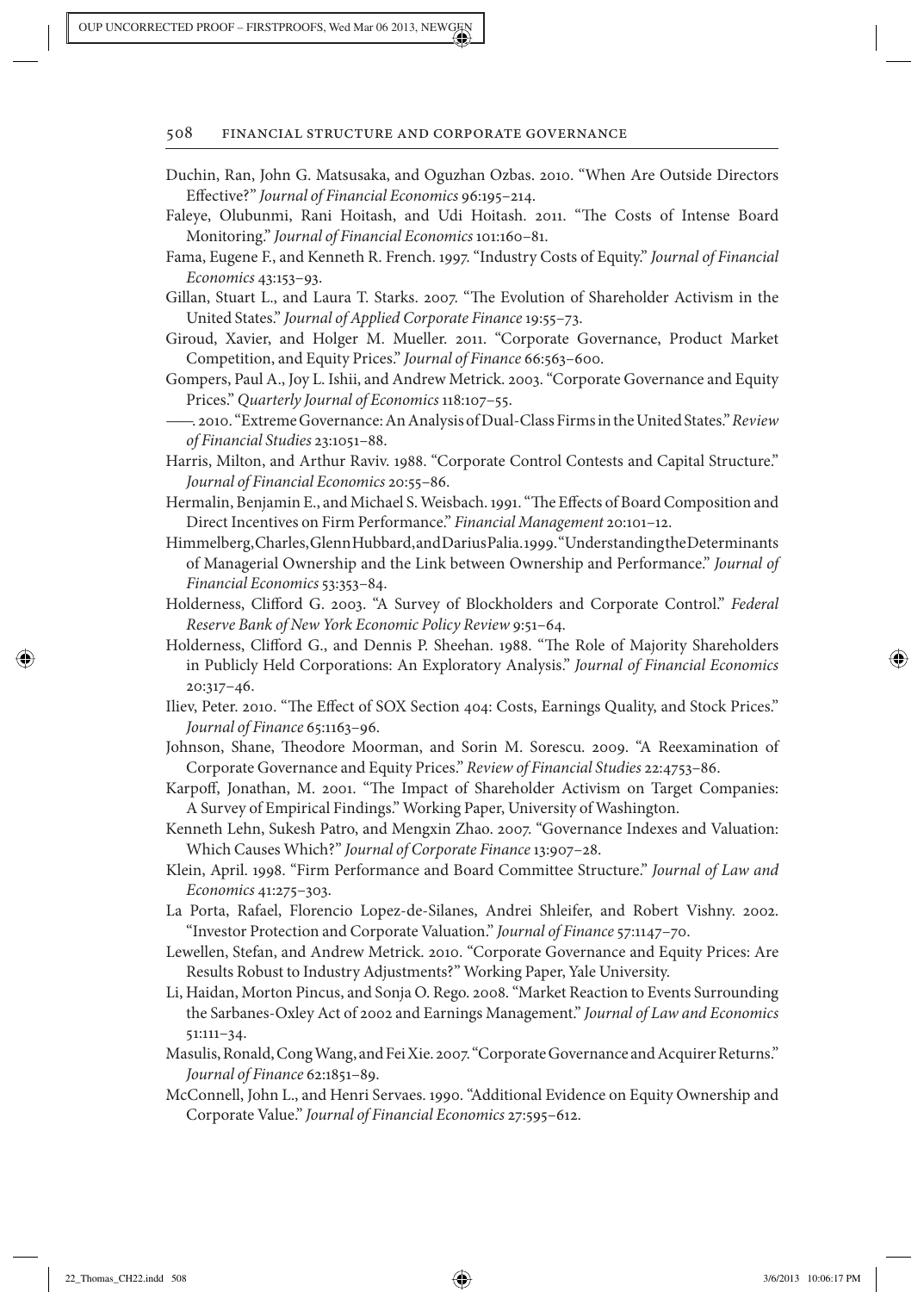Duchin, Ran, John G. Matsusaka, and Oguzhan Ozbas. 2010. "When Are Outside Directors Effective?" *Journal of Financial Economics* 96:195–214.

Faleye, Olubunmi, Rani Hoitash, and Udi Hoitash. 2011. "The Costs of Intense Board Monitoring." *Journal of Financial Economics* 101:160–81.

Fama, Eugene F., and Kenneth R. French. 1997. "Industry Costs of Equity." *Journal of Financial Economics* 43:153–93.

Gillan, Stuart L., and Laura T. Starks. 2007. "The Evolution of Shareholder Activism in the United States." *Journal of Applied Corporate Finance* 19:55–73.

Giroud, Xavier, and Holger M. Mueller. 2011. "Corporate Governance, Product Market Competition, and Equity Prices." *Journal of Finance* 66:563–600.

Gompers, Paul A., Joy L. Ishii, and Andrew Metrick. 2003. "Corporate Governance and Equity Prices." *Quarterly Journal of Economics* 118:107–55.

——. 2010. "Extreme Governance: An Analysis of Dual-Class Firms in the United States." *Review of Financial Studies* 23:1051–88.

Harris, Milton, and Arthur Raviv. 1988. "Corporate Control Contests and Capital Structure." *Journal of Financial Economics* 20:55–86.

Hermalin, Benjamin E., and Michael S. Weisbach. 1991. "The Effects of Board Composition and Direct Incentives on Firm Performance." *Financial Management* 20:101–12.

Himmelberg, Charles, Glenn Hubbard, and Darius Palia. 1999. "Understanding the Determinants of Managerial Ownership and the Link between Ownership and Performance." *Journal of Financial Economics* 53:353–84.

Holderness, Clifford G. 2003. "A Survey of Blockholders and Corporate Control." *Federal Reserve Bank of New York Economic Policy Review* 9:51–64.

Holderness, Clifford G., and Dennis P. Sheehan. 1988. "The Role of Majority Shareholders in Publicly Held Corporations: An Exploratory Analysis." *Journal of Financial Economics* 20:317–46.

Iliev, Peter. 2010. "The Effect of SOX Section 404: Costs, Earnings Quality, and Stock Prices." *Journal of Finance* 65:1163–96.

Johnson, Shane, Theodore Moorman, and Sorin M. Sorescu. 2009. "A Reexamination of Corporate Governance and Equity Prices." *Review of Financial Studies* 22:4753–86.

Karpoff, Jonathan, M. 2001. "The Impact of Shareholder Activism on Target Companies: A Survey of Empirical Findings." Working Paper, University of Washington.

Kenneth Lehn, Sukesh Patro, and Mengxin Zhao. 2007. "Governance Indexes and Valuation: Which Causes Which?" *Journal of Corporate Finance* 13:907–28.

Klein, April. 1998. "Firm Performance and Board Committee Structure." *Journal of Law and Economics* 41:275–303.

La Porta, Rafael, Florencio Lopez-de-Silanes, Andrei Shleifer, and Robert Vishny. 2002. "Investor Protection and Corporate Valuation." *Journal of Finance* 57:1147–70.

Lewellen, Stefan, and Andrew Metrick. 2010. "Corporate Governance and Equity Prices: Are Results Robust to Industry Adjustments?" Working Paper, Yale University.

Li, Haidan, Morton Pincus, and Sonja O. Rego. 2008. "Market Reaction to Events Surrounding the Sarbanes-Oxley Act of 2002 and Earnings Management." *Journal of Law and Economics* 51:111–34.

Masulis, Ronald, Cong Wang, and Fei Xie. 2007. "Corporate Governance and Acquirer Returns." *Journal of Finance* 62:1851–89.

McConnell, John L., and Henri Servaes. 1990. "Additional Evidence on Equity Ownership and Corporate Value." *Journal of Financial Economics* 27:595–612.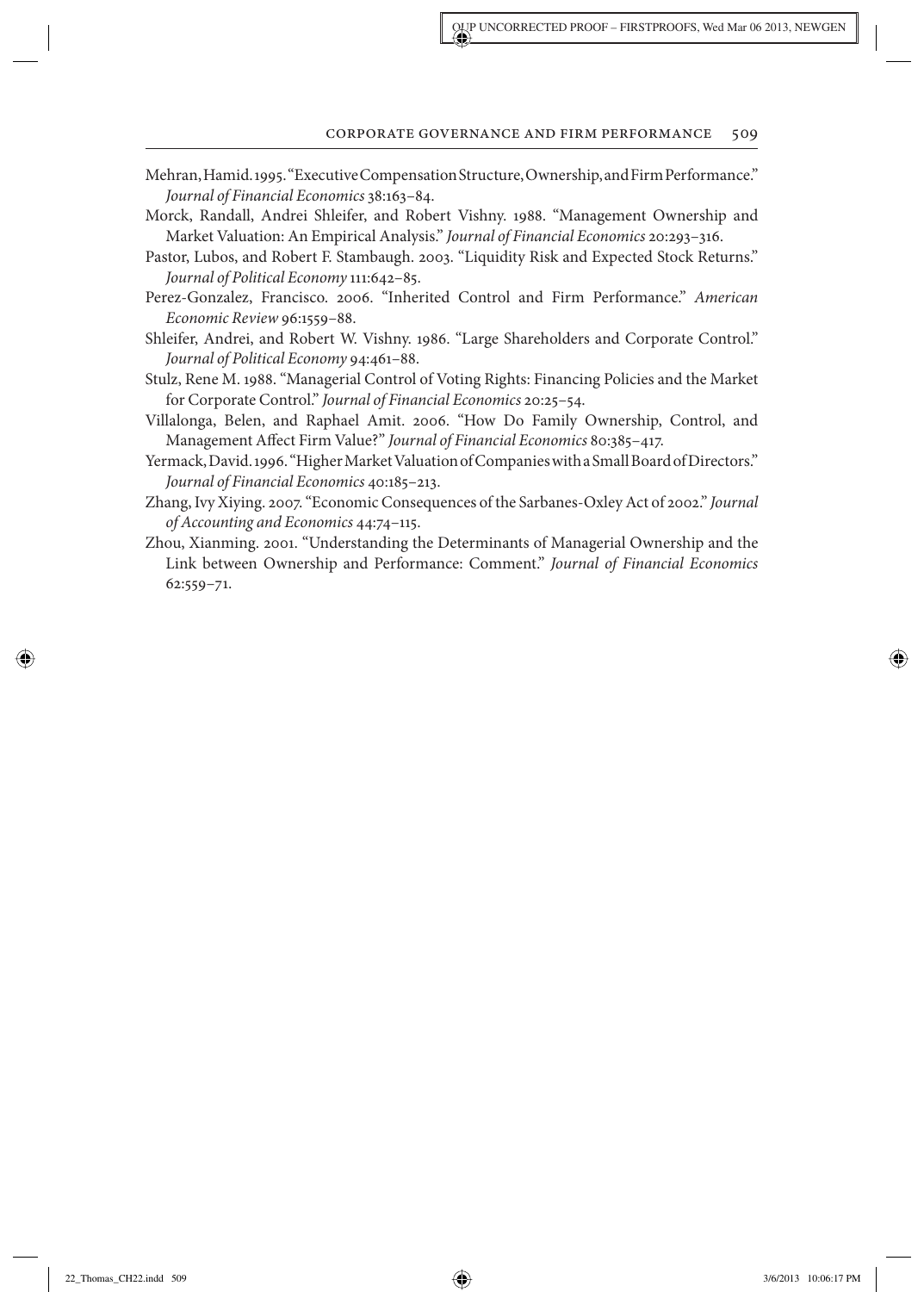Mehran, Hamid. 1995. "Executive Compensation Structure, Ownership, and Firm Performance." *Journal of Financial Economics* 38:163–84.

Morck, Randall, Andrei Shleifer, and Robert Vishny. 1988. "Management Ownership and Market Valuation: An Empirical Analysis." *Journal of Financial Economics* 20:293–316.

Pastor, Lubos, and Robert F. Stambaugh. 2003. "Liquidity Risk and Expected Stock Returns." *Journal of Political Economy* 111:642–85.

Perez-Gonzalez, Francisco. 2006. "Inherited Control and Firm Performance." *American Economic Review* 96:1559–88.

Shleifer, Andrei, and Robert W. Vishny. 1986. "Large Shareholders and Corporate Control." *Journal of Political Economy* 94:461–88.

Stulz, Rene M. 1988. "Managerial Control of Voting Rights: Financing Policies and the Market for Corporate Control." *Journal of Financial Economics* 20:25–54.

Villalonga, Belen, and Raphael Amit. 2006. "How Do Family Ownership, Control, and Management Affect Firm Value?" *Journal of Financial Economics* 80:385–417.

Yermack, David. 1996. "Higher Market Valuation of Companies with a Small Board of Directors." *Journal of Financial Economics* 40:185–213.

Zhang, Ivy Xiying. 2007. "Economic Consequences of the Sarbanes-Oxley Act of 2002." *Journal of Accounting and Economics* 44:74–115.

Zhou, Xianming. 2001. "Understanding the Determinants of Managerial Ownership and the Link between Ownership and Performance: Comment." *Journal of Financial Economics* 62:559–71.